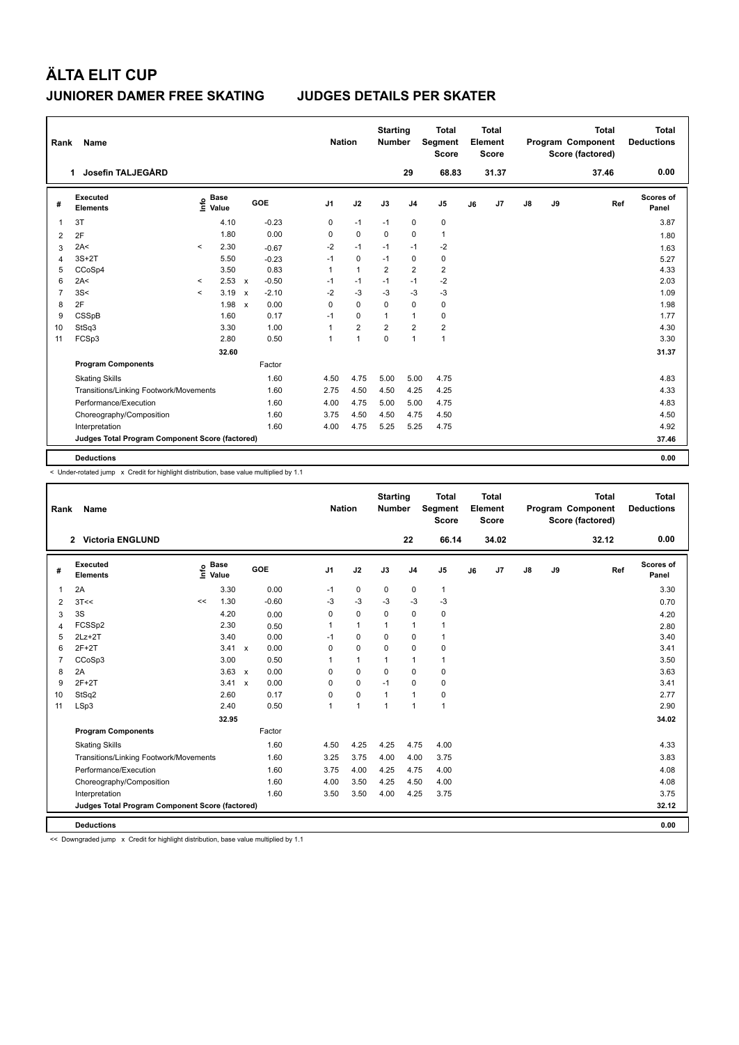# ÄLTA ELIT CUP

## JUNIORER DAMER FREE SKATING    JUDGES DETAILS PER SKATER

| Rank | Name | Nation | Starting Number | Total Segment Score | Total Element Score | Total Program Component Score (factored) | Total Deductions |
|---|---|---|---|---|---|---|---|
| 1 | Josefin TALJEGÅRD | | 29 | 68.83 | 31.37 | 37.46 | 0.00 |

| # | Executed Elements | Info | Base Value | | GOE | J1 | J2 | J3 | J4 | J5 | J6 | J7 | J8 | J9 | Ref | Scores of Panel |
|---|---|---|---|---|---|---|---|---|---|---|---|---|---|---|---|---|
| 1 | 3T | | 4.10 | | -0.23 | 0 | -1 | -1 | 0 | 0 | | | | | | 3.87 |
| 2 | 2F | | 1.80 | | 0.00 | 0 | 0 | 0 | 0 | 1 | | | | | | 1.80 |
| 3 | 2A< | < | 2.30 | | -0.67 | -2 | -1 | -1 | -1 | -2 | | | | | | 1.63 |
| 4 | 3S+2T | | 5.50 | | -0.23 | -1 | 0 | -1 | 0 | 0 | | | | | | 5.27 |
| 5 | CCoSp4 | | 3.50 | | 0.83 | 1 | 1 | 2 | 2 | 2 | | | | | | 4.33 |
| 6 | 2A< | < | 2.53 | x | -0.50 | -1 | -1 | -1 | -1 | -2 | | | | | | 2.03 |
| 7 | 3S< | < | 3.19 | x | -2.10 | -2 | -3 | -3 | -3 | -3 | | | | | | 1.09 |
| 8 | 2F | | 1.98 | x | 0.00 | 0 | 0 | 0 | 0 | 0 | | | | | | 1.98 |
| 9 | CSSpB | | 1.60 | | 0.17 | -1 | 0 | 1 | 1 | 0 | | | | | | 1.77 |
| 10 | StSq3 | | 3.30 | | 1.00 | 1 | 2 | 2 | 2 | 2 | | | | | | 4.30 |
| 11 | FCSp3 | | 2.80 | | 0.50 | 1 | 1 | 0 | 1 | 1 | | | | | | 3.30 |
| | | | 32.60 | | | | | | | | | | | | | 31.37 |
| | **Program Components** | | | | Factor | | | | | | | | | | | |
| | Skating Skills | | | | 1.60 | 4.50 | 4.75 | 5.00 | 5.00 | 4.75 | | | | | | 4.83 |
| | Transitions/Linking Footwork/Movements | | | | 1.60 | 2.75 | 4.50 | 4.50 | 4.25 | 4.25 | | | | | | 4.33 |
| | Performance/Execution | | | | 1.60 | 4.00 | 4.75 | 5.00 | 5.00 | 4.75 | | | | | | 4.83 |
| | Choreography/Composition | | | | 1.60 | 3.75 | 4.50 | 4.50 | 4.75 | 4.50 | | | | | | 4.50 |
| | Interpretation | | | | 1.60 | 4.00 | 4.75 | 5.25 | 5.25 | 4.75 | | | | | | 4.92 |
| | **Judges Total Program Component Score (factored)** | | | | | | | | | | | | | | | 37.46 |
| | **Deductions** | | | | | | | | | | | | | | | 0.00 |

< Under-rotated jump x Credit for highlight distribution, base value multiplied by 1.1

| Rank | Name | Nation | Starting Number | Total Segment Score | Total Element Score | Total Program Component Score (factored) | Total Deductions |
|---|---|---|---|---|---|---|---|
| 2 | Victoria ENGLUND | | 22 | 66.14 | 34.02 | 32.12 | 0.00 |

| # | Executed Elements | Info | Base Value | | GOE | J1 | J2 | J3 | J4 | J5 | J6 | J7 | J8 | J9 | Ref | Scores of Panel |
|---|---|---|---|---|---|---|---|---|---|---|---|---|---|---|---|---|
| 1 | 2A | | 3.30 | | 0.00 | -1 | 0 | 0 | 0 | 1 | | | | | | 3.30 |
| 2 | 3T<< | << | 1.30 | | -0.60 | -3 | -3 | -3 | -3 | -3 | | | | | | 0.70 |
| 3 | 3S | | 4.20 | | 0.00 | 0 | 0 | 0 | 0 | 0 | | | | | | 4.20 |
| 4 | FCSSp2 | | 2.30 | | 0.50 | 1 | 1 | 1 | 1 | 1 | | | | | | 2.80 |
| 5 | 2Lz+2T | | 3.40 | | 0.00 | -1 | 0 | 0 | 0 | 1 | | | | | | 3.40 |
| 6 | 2F+2T | | 3.41 | x | 0.00 | 0 | 0 | 0 | 0 | 0 | | | | | | 3.41 |
| 7 | CCoSp3 | | 3.00 | | 0.50 | 1 | 1 | 1 | 1 | 1 | | | | | | 3.50 |
| 8 | 2A | | 3.63 | x | 0.00 | 0 | 0 | 0 | 0 | 0 | | | | | | 3.63 |
| 9 | 2F+2T | | 3.41 | x | 0.00 | 0 | 0 | -1 | 0 | 0 | | | | | | 3.41 |
| 10 | StSq2 | | 2.60 | | 0.17 | 0 | 0 | 1 | 1 | 0 | | | | | | 2.77 |
| 11 | LSp3 | | 2.40 | | 0.50 | 1 | 1 | 1 | 1 | 1 | | | | | | 2.90 |
| | | | 32.95 | | | | | | | | | | | | | 34.02 |
| | **Program Components** | | | | Factor | | | | | | | | | | | |
| | Skating Skills | | | | 1.60 | 4.50 | 4.25 | 4.25 | 4.75 | 4.00 | | | | | | 4.33 |
| | Transitions/Linking Footwork/Movements | | | | 1.60 | 3.25 | 3.75 | 4.00 | 4.00 | 3.75 | | | | | | 3.83 |
| | Performance/Execution | | | | 1.60 | 3.75 | 4.00 | 4.25 | 4.75 | 4.00 | | | | | | 4.08 |
| | Choreography/Composition | | | | 1.60 | 4.00 | 3.50 | 4.25 | 4.50 | 4.00 | | | | | | 4.08 |
| | Interpretation | | | | 1.60 | 3.50 | 3.50 | 4.00 | 4.25 | 3.75 | | | | | | 3.75 |
| | **Judges Total Program Component Score (factored)** | | | | | | | | | | | | | | | 32.12 |
| | **Deductions** | | | | | | | | | | | | | | | 0.00 |

<< Downgraded jump x Credit for highlight distribution, base value multiplied by 1.1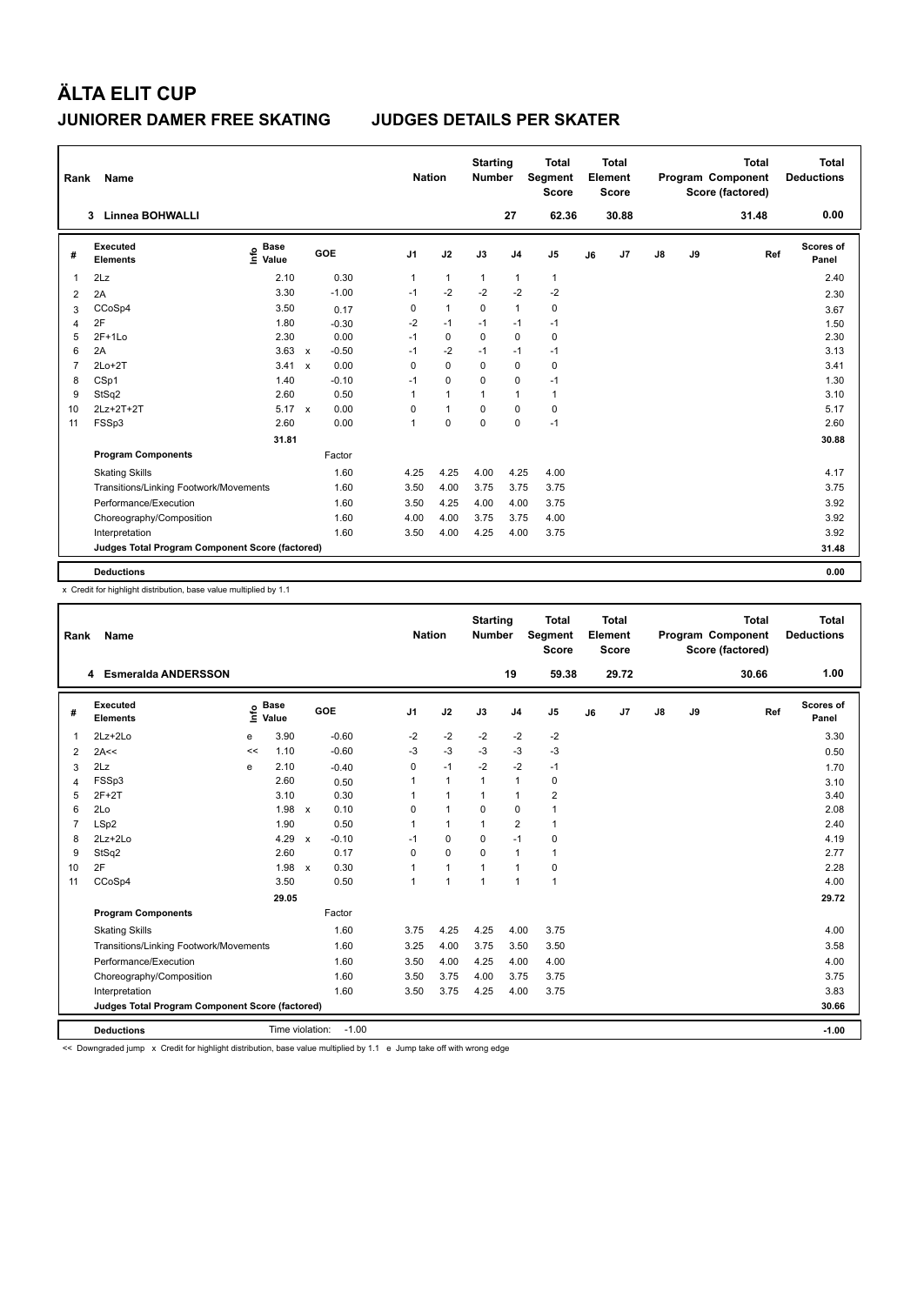# ÄLTA ELIT CUP

## JUNIORER DAMER FREE SKATING — JUDGES DETAILS PER SKATER

| Rank | Name | Nation | Starting Number | Total Segment Score | Total Element Score | Total Program Component Score (factored) | Total Deductions |
|---|---|---|---|---|---|---|---|
| 3 | Linnea BOHWALLI | | 27 | 62.36 | 30.88 | 31.48 | 0.00 |

| # | Executed Elements | Info | Base Value | | GOE | J1 | J2 | J3 | J4 | J5 | J6 | J7 | J8 | J9 | Ref | Scores of Panel |
|---|---|---|---|---|---|---|---|---|---|---|---|---|---|---|---|---|
| 1 | 2Lz | | 2.10 | | 0.30 | 1 | 1 | 1 | 1 | 1 | | | | | | 2.40 |
| 2 | 2A | | 3.30 | | -1.00 | -1 | -2 | -2 | -2 | -2 | | | | | | 2.30 |
| 3 | CCoSp4 | | 3.50 | | 0.17 | 0 | 1 | 0 | 1 | 0 | | | | | | 3.67 |
| 4 | 2F | | 1.80 | | -0.30 | -2 | -1 | -1 | -1 | -1 | | | | | | 1.50 |
| 5 | 2F+1Lo | | 2.30 | | 0.00 | -1 | 0 | 0 | 0 | 0 | | | | | | 2.30 |
| 6 | 2A | | 3.63 | x | -0.50 | -1 | -2 | -1 | -1 | -1 | | | | | | 3.13 |
| 7 | 2Lo+2T | | 3.41 | x | 0.00 | 0 | 0 | 0 | 0 | 0 | | | | | | 3.41 |
| 8 | CSp1 | | 1.40 | | -0.10 | -1 | 0 | 0 | 0 | -1 | | | | | | 1.30 |
| 9 | StSq2 | | 2.60 | | 0.50 | 1 | 1 | 1 | 1 | 1 | | | | | | 3.10 |
| 10 | 2Lz+2T+2T | | 5.17 | x | 0.00 | 0 | 1 | 0 | 0 | 0 | | | | | | 5.17 |
| 11 | FSSp3 | | 2.60 | | 0.00 | 1 | 0 | 0 | 0 | -1 | | | | | | 2.60 |
| | | | 31.81 | | | | | | | | | | | | | 30.88 |
| | **Program Components** | | | | Factor | | | | | | | | | | | |
| | Skating Skills | | | | 1.60 | 4.25 | 4.25 | 4.00 | 4.25 | 4.00 | | | | | | 4.17 |
| | Transitions/Linking Footwork/Movements | | | | 1.60 | 3.50 | 4.00 | 3.75 | 3.75 | 3.75 | | | | | | 3.75 |
| | Performance/Execution | | | | 1.60 | 3.50 | 4.25 | 4.00 | 4.00 | 3.75 | | | | | | 3.92 |
| | Choreography/Composition | | | | 1.60 | 4.00 | 4.00 | 3.75 | 3.75 | 4.00 | | | | | | 3.92 |
| | Interpretation | | | | 1.60 | 3.50 | 4.00 | 4.25 | 4.00 | 3.75 | | | | | | 3.92 |
| | **Judges Total Program Component Score (factored)** | | | | | | | | | | | | | | | 31.48 |
| | **Deductions** | | | | | | | | | | | | | | | 0.00 |

x Credit for highlight distribution, base value multiplied by 1.1

| Rank | Name | Nation | Starting Number | Total Segment Score | Total Element Score | Total Program Component Score (factored) | Total Deductions |
|---|---|---|---|---|---|---|---|
| 4 | Esmeralda ANDERSSON | | 19 | 59.38 | 29.72 | 30.66 | 1.00 |

| # | Executed Elements | Info | Base Value | | GOE | J1 | J2 | J3 | J4 | J5 | J6 | J7 | J8 | J9 | Ref | Scores of Panel |
|---|---|---|---|---|---|---|---|---|---|---|---|---|---|---|---|---|
| 1 | 2Lz+2Lo | e | 3.90 | | -0.60 | -2 | -2 | -2 | -2 | -2 | | | | | | 3.30 |
| 2 | 2A<< | << | 1.10 | | -0.60 | -3 | -3 | -3 | -3 | -3 | | | | | | 0.50 |
| 3 | 2Lz | e | 2.10 | | -0.40 | 0 | -1 | -2 | -2 | -1 | | | | | | 1.70 |
| 4 | FSSp3 | | 2.60 | | 0.50 | 1 | 1 | 1 | 1 | 0 | | | | | | 3.10 |
| 5 | 2F+2T | | 3.10 | | 0.30 | 1 | 1 | 1 | 1 | 2 | | | | | | 3.40 |
| 6 | 2Lo | | 1.98 | x | 0.10 | 0 | 1 | 0 | 0 | 1 | | | | | | 2.08 |
| 7 | LSp2 | | 1.90 | | 0.50 | 1 | 1 | 1 | 2 | 1 | | | | | | 2.40 |
| 8 | 2Lz+2Lo | | 4.29 | x | -0.10 | -1 | 0 | 0 | -1 | 0 | | | | | | 4.19 |
| 9 | StSq2 | | 2.60 | | 0.17 | 0 | 0 | 0 | 1 | 1 | | | | | | 2.77 |
| 10 | 2F | | 1.98 | x | 0.30 | 1 | 1 | 1 | 1 | 0 | | | | | | 2.28 |
| 11 | CCoSp4 | | 3.50 | | 0.50 | 1 | 1 | 1 | 1 | 1 | | | | | | 4.00 |
| | | | 29.05 | | | | | | | | | | | | | 29.72 |
| | **Program Components** | | | | Factor | | | | | | | | | | | |
| | Skating Skills | | | | 1.60 | 3.75 | 4.25 | 4.25 | 4.00 | 3.75 | | | | | | 4.00 |
| | Transitions/Linking Footwork/Movements | | | | 1.60 | 3.25 | 4.00 | 3.75 | 3.50 | 3.50 | | | | | | 3.58 |
| | Performance/Execution | | | | 1.60 | 3.50 | 4.00 | 4.25 | 4.00 | 4.00 | | | | | | 4.00 |
| | Choreography/Composition | | | | 1.60 | 3.50 | 3.75 | 4.00 | 3.75 | 3.75 | | | | | | 3.75 |
| | Interpretation | | | | 1.60 | 3.50 | 3.75 | 4.25 | 4.00 | 3.75 | | | | | | 3.83 |
| | **Judges Total Program Component Score (factored)** | | | | | | | | | | | | | | | 30.66 |
| | **Deductions** | Time violation: | -1.00 | | | | | | | | | | | | | -1.00 |

<< Downgraded jump x Credit for highlight distribution, base value multiplied by 1.1 e Jump take off with wrong edge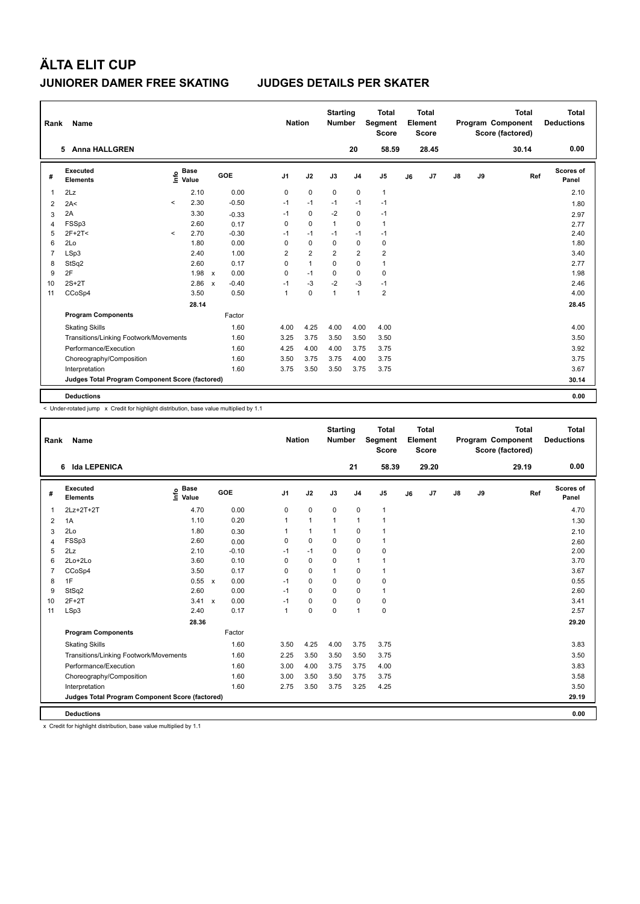# ÄLTA ELIT CUP

## JUNIORER DAMER FREE SKATING    JUDGES DETAILS PER SKATER

| Rank | Name | Nation | Starting Number | Total Segment Score | Total Element Score | Total Program Component Score (factored) | Total Deductions |
|---|---|---|---|---|---|---|---|
| 5 | Anna HALLGREN | | 20 | 58.59 | 28.45 | 30.14 | 0.00 |

| # | Executed Elements | Info | Base Value | | GOE | J1 | J2 | J3 | J4 | J5 | J6 | J7 | J8 | J9 | Ref | Scores of Panel |
|---|---|---|---|---|---|---|---|---|---|---|---|---|---|---|---|---|
| 1 | 2Lz | | 2.10 | | 0.00 | 0 | 0 | 0 | 0 | 1 | | | | | | 2.10 |
| 2 | 2A< | < | 2.30 | | -0.50 | -1 | -1 | -1 | -1 | -1 | | | | | | 1.80 |
| 3 | 2A | | 3.30 | | -0.33 | -1 | 0 | -2 | 0 | -1 | | | | | | 2.97 |
| 4 | FSSp3 | | 2.60 | | 0.17 | 0 | 0 | 1 | 0 | 1 | | | | | | 2.77 |
| 5 | 2F+2T< | < | 2.70 | | -0.30 | -1 | -1 | -1 | -1 | -1 | | | | | | 2.40 |
| 6 | 2Lo | | 1.80 | | 0.00 | 0 | 0 | 0 | 0 | 0 | | | | | | 1.80 |
| 7 | LSp3 | | 2.40 | | 1.00 | 2 | 2 | 2 | 2 | 2 | | | | | | 3.40 |
| 8 | StSq2 | | 2.60 | | 0.17 | 0 | 1 | 0 | 0 | 1 | | | | | | 2.77 |
| 9 | 2F | | 1.98 | x | 0.00 | 0 | -1 | 0 | 0 | 0 | | | | | | 1.98 |
| 10 | 2S+2T | | 2.86 | x | -0.40 | -1 | -3 | -2 | -3 | -1 | | | | | | 2.46 |
| 11 | CCoSp4 | | 3.50 | | 0.50 | 1 | 0 | 1 | 1 | 2 | | | | | | 4.00 |
| | | | 28.14 | | | | | | | | | | | | | 28.45 |
| | **Program Components** | | | | Factor | | | | | | | | | | | |
| | Skating Skills | | | | 1.60 | 4.00 | 4.25 | 4.00 | 4.00 | 4.00 | | | | | | 4.00 |
| | Transitions/Linking Footwork/Movements | | | | 1.60 | 3.25 | 3.75 | 3.50 | 3.50 | 3.50 | | | | | | 3.50 |
| | Performance/Execution | | | | 1.60 | 4.25 | 4.00 | 4.00 | 3.75 | 3.75 | | | | | | 3.92 |
| | Choreography/Composition | | | | 1.60 | 3.50 | 3.75 | 3.75 | 4.00 | 3.75 | | | | | | 3.75 |
| | Interpretation | | | | 1.60 | 3.75 | 3.50 | 3.50 | 3.75 | 3.75 | | | | | | 3.67 |
| | **Judges Total Program Component Score (factored)** | | | | | | | | | | | | | | | 30.14 |
| | **Deductions** | | | | | | | | | | | | | | | 0.00 |

< Under-rotated jump x Credit for highlight distribution, base value multiplied by 1.1

| Rank | Name | Nation | Starting Number | Total Segment Score | Total Element Score | Total Program Component Score (factored) | Total Deductions |
|---|---|---|---|---|---|---|---|
| 6 | Ida LEPENICA | | 21 | 58.39 | 29.20 | 29.19 | 0.00 |

| # | Executed Elements | Info | Base Value | | GOE | J1 | J2 | J3 | J4 | J5 | J6 | J7 | J8 | J9 | Ref | Scores of Panel |
|---|---|---|---|---|---|---|---|---|---|---|---|---|---|---|---|---|
| 1 | 2Lz+2T+2T | | 4.70 | | 0.00 | 0 | 0 | 0 | 0 | 1 | | | | | | 4.70 |
| 2 | 1A | | 1.10 | | 0.20 | 1 | 1 | 1 | 1 | 1 | | | | | | 1.30 |
| 3 | 2Lo | | 1.80 | | 0.30 | 1 | 1 | 1 | 0 | 1 | | | | | | 2.10 |
| 4 | FSSp3 | | 2.60 | | 0.00 | 0 | 0 | 0 | 0 | 1 | | | | | | 2.60 |
| 5 | 2Lz | | 2.10 | | -0.10 | -1 | -1 | 0 | 0 | 0 | | | | | | 2.00 |
| 6 | 2Lo+2Lo | | 3.60 | | 0.10 | 0 | 0 | 0 | 1 | 1 | | | | | | 3.70 |
| 7 | CCoSp4 | | 3.50 | | 0.17 | 0 | 0 | 1 | 0 | 1 | | | | | | 3.67 |
| 8 | 1F | | 0.55 | x | 0.00 | -1 | 0 | 0 | 0 | 0 | | | | | | 0.55 |
| 9 | StSq2 | | 2.60 | | 0.00 | -1 | 0 | 0 | 0 | 1 | | | | | | 2.60 |
| 10 | 2F+2T | | 3.41 | x | 0.00 | -1 | 0 | 0 | 0 | 0 | | | | | | 3.41 |
| 11 | LSp3 | | 2.40 | | 0.17 | 1 | 0 | 0 | 1 | 0 | | | | | | 2.57 |
| | | | 28.36 | | | | | | | | | | | | | 29.20 |
| | **Program Components** | | | | Factor | | | | | | | | | | | |
| | Skating Skills | | | | 1.60 | 3.50 | 4.25 | 4.00 | 3.75 | 3.75 | | | | | | 3.83 |
| | Transitions/Linking Footwork/Movements | | | | 1.60 | 2.25 | 3.50 | 3.50 | 3.50 | 3.75 | | | | | | 3.50 |
| | Performance/Execution | | | | 1.60 | 3.00 | 4.00 | 3.75 | 3.75 | 4.00 | | | | | | 3.83 |
| | Choreography/Composition | | | | 1.60 | 3.00 | 3.50 | 3.50 | 3.75 | 3.75 | | | | | | 3.58 |
| | Interpretation | | | | 1.60 | 2.75 | 3.50 | 3.75 | 3.25 | 4.25 | | | | | | 3.50 |
| | **Judges Total Program Component Score (factored)** | | | | | | | | | | | | | | | 29.19 |
| | **Deductions** | | | | | | | | | | | | | | | 0.00 |

x Credit for highlight distribution, base value multiplied by 1.1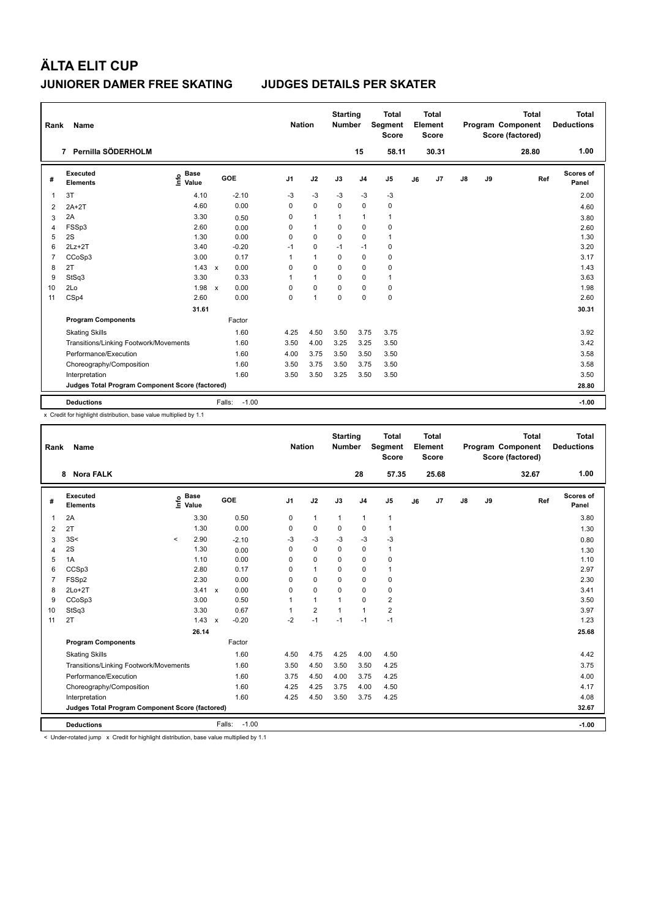# ÄLTA ELIT CUP

## JUNIORER DAMER FREE SKATING JUDGES DETAILS PER SKATER

| Rank | Name | Nation | Starting Number | Total Segment Score | Total Element Score | Total Program Component Score (factored) | Total Deductions |
|---|---|---|---|---|---|---|---|
| 7 | Pernilla SÖDERHOLM | | 15 | 58.11 | 30.31 | 28.80 | 1.00 |

| # | Executed Elements | Info | Base Value | | GOE | J1 | J2 | J3 | J4 | J5 | J6 | J7 | J8 | J9 | Ref | Scores of Panel |
|---|---|---|---|---|---|---|---|---|---|---|---|---|---|---|---|---|
| 1 | 3T | | 4.10 | | -2.10 | -3 | -3 | -3 | -3 | -3 | | | | | | 2.00 |
| 2 | 2A+2T | | 4.60 | | 0.00 | 0 | 0 | 0 | 0 | 0 | | | | | | 4.60 |
| 3 | 2A | | 3.30 | | 0.50 | 0 | 1 | 1 | 1 | 1 | | | | | | 3.80 |
| 4 | FSSp3 | | 2.60 | | 0.00 | 0 | 1 | 0 | 0 | 0 | | | | | | 2.60 |
| 5 | 2S | | 1.30 | | 0.00 | 0 | 0 | 0 | 0 | 1 | | | | | | 1.30 |
| 6 | 2Lz+2T | | 3.40 | | -0.20 | -1 | 0 | -1 | -1 | 0 | | | | | | 3.20 |
| 7 | CCoSp3 | | 3.00 | | 0.17 | 1 | 1 | 0 | 0 | 0 | | | | | | 3.17 |
| 8 | 2T | | 1.43 | x | 0.00 | 0 | 0 | 0 | 0 | 0 | | | | | | 1.43 |
| 9 | StSq3 | | 3.30 | | 0.33 | 1 | 1 | 0 | 0 | 1 | | | | | | 3.63 |
| 10 | 2Lo | | 1.98 | x | 0.00 | 0 | 0 | 0 | 0 | 0 | | | | | | 1.98 |
| 11 | CSp4 | | 2.60 | | 0.00 | 0 | 1 | 0 | 0 | 0 | | | | | | 2.60 |
| | | | 31.61 | | | | | | | | | | | | | 30.31 |
| | **Program Components** | | | | Factor | | | | | | | | | | | |
| | Skating Skills | | | | 1.60 | 4.25 | 4.50 | 3.50 | 3.75 | 3.75 | | | | | | 3.92 |
| | Transitions/Linking Footwork/Movements | | | | 1.60 | 3.50 | 4.00 | 3.25 | 3.25 | 3.50 | | | | | | 3.42 |
| | Performance/Execution | | | | 1.60 | 4.00 | 3.75 | 3.50 | 3.50 | 3.50 | | | | | | 3.58 |
| | Choreography/Composition | | | | 1.60 | 3.50 | 3.75 | 3.50 | 3.75 | 3.50 | | | | | | 3.58 |
| | Interpretation | | | | 1.60 | 3.50 | 3.50 | 3.25 | 3.50 | 3.50 | | | | | | 3.50 |
| | **Judges Total Program Component Score (factored)** | | | | | | | | | | | | | | | 28.80 |
| | **Deductions** | | | | Falls: -1.00 | | | | | | | | | | | -1.00 |

x Credit for highlight distribution, base value multiplied by 1.1

| Rank | Name | Nation | Starting Number | Total Segment Score | Total Element Score | Total Program Component Score (factored) | Total Deductions |
|---|---|---|---|---|---|---|---|
| 8 | Nora FALK | | 28 | 57.35 | 25.68 | 32.67 | 1.00 |

| # | Executed Elements | Info | Base Value | | GOE | J1 | J2 | J3 | J4 | J5 | J6 | J7 | J8 | J9 | Ref | Scores of Panel |
|---|---|---|---|---|---|---|---|---|---|---|---|---|---|---|---|---|
| 1 | 2A | | 3.30 | | 0.50 | 0 | 1 | 1 | 1 | 1 | | | | | | 3.80 |
| 2 | 2T | | 1.30 | | 0.00 | 0 | 0 | 0 | 0 | 1 | | | | | | 1.30 |
| 3 | 3S< | < | 2.90 | | -2.10 | -3 | -3 | -3 | -3 | -3 | | | | | | 0.80 |
| 4 | 2S | | 1.30 | | 0.00 | 0 | 0 | 0 | 0 | 1 | | | | | | 1.30 |
| 5 | 1A | | 1.10 | | 0.00 | 0 | 0 | 0 | 0 | 0 | | | | | | 1.10 |
| 6 | CCSp3 | | 2.80 | | 0.17 | 0 | 1 | 0 | 0 | 1 | | | | | | 2.97 |
| 7 | FSSp2 | | 2.30 | | 0.00 | 0 | 0 | 0 | 0 | 0 | | | | | | 2.30 |
| 8 | 2Lo+2T | | 3.41 | x | 0.00 | 0 | 0 | 0 | 0 | 0 | | | | | | 3.41 |
| 9 | CCoSp3 | | 3.00 | | 0.50 | 1 | 1 | 1 | 0 | 2 | | | | | | 3.50 |
| 10 | StSq3 | | 3.30 | | 0.67 | 1 | 2 | 1 | 1 | 2 | | | | | | 3.97 |
| 11 | 2T | | 1.43 | x | -0.20 | -2 | -1 | -1 | -1 | -1 | | | | | | 1.23 |
| | | | 26.14 | | | | | | | | | | | | | 25.68 |
| | **Program Components** | | | | Factor | | | | | | | | | | | |
| | Skating Skills | | | | 1.60 | 4.50 | 4.75 | 4.25 | 4.00 | 4.50 | | | | | | 4.42 |
| | Transitions/Linking Footwork/Movements | | | | 1.60 | 3.50 | 4.50 | 3.50 | 3.50 | 4.25 | | | | | | 3.75 |
| | Performance/Execution | | | | 1.60 | 3.75 | 4.50 | 4.00 | 3.75 | 4.25 | | | | | | 4.00 |
| | Choreography/Composition | | | | 1.60 | 4.25 | 4.25 | 3.75 | 4.00 | 4.50 | | | | | | 4.17 |
| | Interpretation | | | | 1.60 | 4.25 | 4.50 | 3.50 | 3.75 | 4.25 | | | | | | 4.08 |
| | **Judges Total Program Component Score (factored)** | | | | | | | | | | | | | | | 32.67 |
| | **Deductions** | | | | Falls: -1.00 | | | | | | | | | | | -1.00 |

< Under-rotated jump x Credit for highlight distribution, base value multiplied by 1.1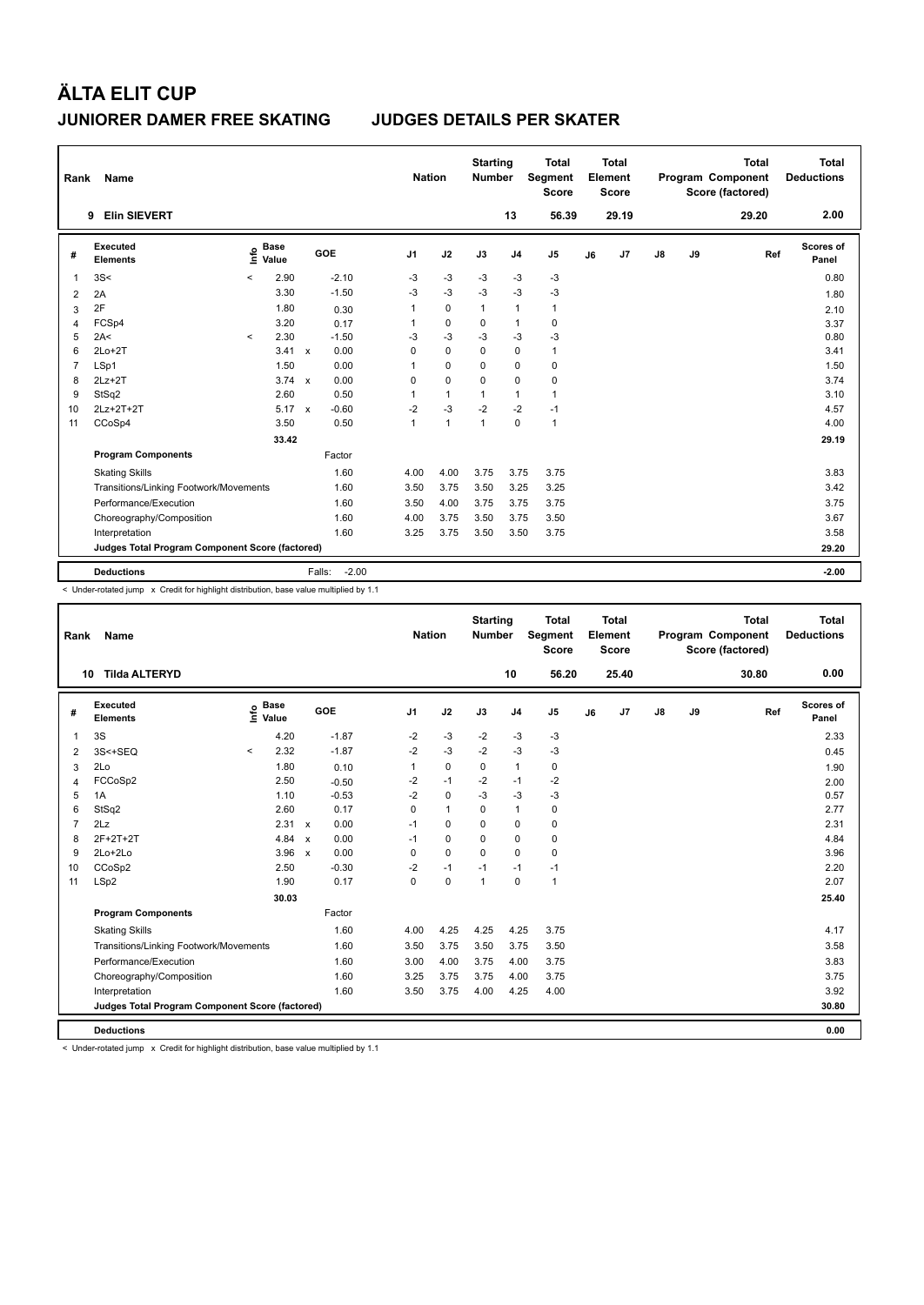# ÄLTA ELIT CUP

## JUNIORER DAMER FREE SKATING — JUDGES DETAILS PER SKATER

| Rank | Name | Nation | Starting Number | Total Segment Score | Total Element Score | Total Program Component Score (factored) | Total Deductions |
|---|---|---|---|---|---|---|---|
| 9 | Elin SIEVERT | | 13 | 56.39 | 29.19 | 29.20 | 2.00 |

| # | Executed Elements | Info | Base Value | | GOE | J1 | J2 | J3 | J4 | J5 | J6 | J7 | J8 | J9 | Ref | Scores of Panel |
|---|---|---|---|---|---|---|---|---|---|---|---|---|---|---|---|---|
| 1 | 3S< | < | 2.90 | | -2.10 | -3 | -3 | -3 | -3 | -3 | | | | | | 0.80 |
| 2 | 2A | | 3.30 | | -1.50 | -3 | -3 | -3 | -3 | -3 | | | | | | 1.80 |
| 3 | 2F | | 1.80 | | 0.30 | 1 | 0 | 1 | 1 | 1 | | | | | | 2.10 |
| 4 | FCSp4 | | 3.20 | | 0.17 | 1 | 0 | 0 | 1 | 0 | | | | | | 3.37 |
| 5 | 2A< | < | 2.30 | | -1.50 | -3 | -3 | -3 | -3 | -3 | | | | | | 0.80 |
| 6 | 2Lo+2T | | 3.41 | x | 0.00 | 0 | 0 | 0 | 0 | 1 | | | | | | 3.41 |
| 7 | LSp1 | | 1.50 | | 0.00 | 1 | 0 | 0 | 0 | 0 | | | | | | 1.50 |
| 8 | 2Lz+2T | | 3.74 | x | 0.00 | 0 | 0 | 0 | 0 | 0 | | | | | | 3.74 |
| 9 | StSq2 | | 2.60 | | 0.50 | 1 | 1 | 1 | 1 | 1 | | | | | | 3.10 |
| 10 | 2Lz+2T+2T | | 5.17 | x | -0.60 | -2 | -3 | -2 | -2 | -1 | | | | | | 4.57 |
| 11 | CCoSp4 | | 3.50 | | 0.50 | 1 | 1 | 1 | 0 | 1 | | | | | | 4.00 |
| | | | 33.42 | | | | | | | | | | | | | 29.19 |
| | **Program Components** | | | | Factor | | | | | | | | | | | |
| | Skating Skills | | | | 1.60 | 4.00 | 4.00 | 3.75 | 3.75 | 3.75 | | | | | | 3.83 |
| | Transitions/Linking Footwork/Movements | | | | 1.60 | 3.50 | 3.75 | 3.50 | 3.25 | 3.25 | | | | | | 3.42 |
| | Performance/Execution | | | | 1.60 | 3.50 | 4.00 | 3.75 | 3.75 | 3.75 | | | | | | 3.75 |
| | Choreography/Composition | | | | 1.60 | 4.00 | 3.75 | 3.50 | 3.75 | 3.50 | | | | | | 3.67 |
| | Interpretation | | | | 1.60 | 3.25 | 3.75 | 3.50 | 3.50 | 3.75 | | | | | | 3.58 |
| | **Judges Total Program Component Score (factored)** | | | | | | | | | | | | | | | 29.20 |
| | **Deductions** | | | | Falls: -2.00 | | | | | | | | | | | -2.00 |

< Under-rotated jump x Credit for highlight distribution, base value multiplied by 1.1

| Rank | Name | Nation | Starting Number | Total Segment Score | Total Element Score | Total Program Component Score (factored) | Total Deductions |
|---|---|---|---|---|---|---|---|
| 10 | Tilda ALTERYD | | 10 | 56.20 | 25.40 | 30.80 | 0.00 |

| # | Executed Elements | Info | Base Value | | GOE | J1 | J2 | J3 | J4 | J5 | J6 | J7 | J8 | J9 | Ref | Scores of Panel |
|---|---|---|---|---|---|---|---|---|---|---|---|---|---|---|---|---|
| 1 | 3S | | 4.20 | | -1.87 | -2 | -3 | -2 | -3 | -3 | | | | | | 2.33 |
| 2 | 3S<+SEQ | < | 2.32 | | -1.87 | -2 | -3 | -2 | -3 | -3 | | | | | | 0.45 |
| 3 | 2Lo | | 1.80 | | 0.10 | 1 | 0 | 0 | 1 | 0 | | | | | | 1.90 |
| 4 | FCCoSp2 | | 2.50 | | -0.50 | -2 | -1 | -2 | -1 | -2 | | | | | | 2.00 |
| 5 | 1A | | 1.10 | | -0.53 | -2 | 0 | -3 | -3 | -3 | | | | | | 0.57 |
| 6 | StSq2 | | 2.60 | | 0.17 | 0 | 1 | 0 | 1 | 0 | | | | | | 2.77 |
| 7 | 2Lz | | 2.31 | x | 0.00 | -1 | 0 | 0 | 0 | 0 | | | | | | 2.31 |
| 8 | 2F+2T+2T | | 4.84 | x | 0.00 | -1 | 0 | 0 | 0 | 0 | | | | | | 4.84 |
| 9 | 2Lo+2Lo | | 3.96 | x | 0.00 | 0 | 0 | 0 | 0 | 0 | | | | | | 3.96 |
| 10 | CCoSp2 | | 2.50 | | -0.30 | -2 | -1 | -1 | -1 | -1 | | | | | | 2.20 |
| 11 | LSp2 | | 1.90 | | 0.17 | 0 | 0 | 1 | 0 | 1 | | | | | | 2.07 |
| | | | 30.03 | | | | | | | | | | | | | 25.40 |
| | **Program Components** | | | | Factor | | | | | | | | | | | |
| | Skating Skills | | | | 1.60 | 4.00 | 4.25 | 4.25 | 4.25 | 3.75 | | | | | | 4.17 |
| | Transitions/Linking Footwork/Movements | | | | 1.60 | 3.50 | 3.75 | 3.50 | 3.75 | 3.50 | | | | | | 3.58 |
| | Performance/Execution | | | | 1.60 | 3.00 | 4.00 | 3.75 | 4.00 | 3.75 | | | | | | 3.83 |
| | Choreography/Composition | | | | 1.60 | 3.25 | 3.75 | 3.75 | 4.00 | 3.75 | | | | | | 3.75 |
| | Interpretation | | | | 1.60 | 3.50 | 3.75 | 4.00 | 4.25 | 4.00 | | | | | | 3.92 |
| | **Judges Total Program Component Score (factored)** | | | | | | | | | | | | | | | 30.80 |
| | **Deductions** | | | | | | | | | | | | | | | 0.00 |

< Under-rotated jump x Credit for highlight distribution, base value multiplied by 1.1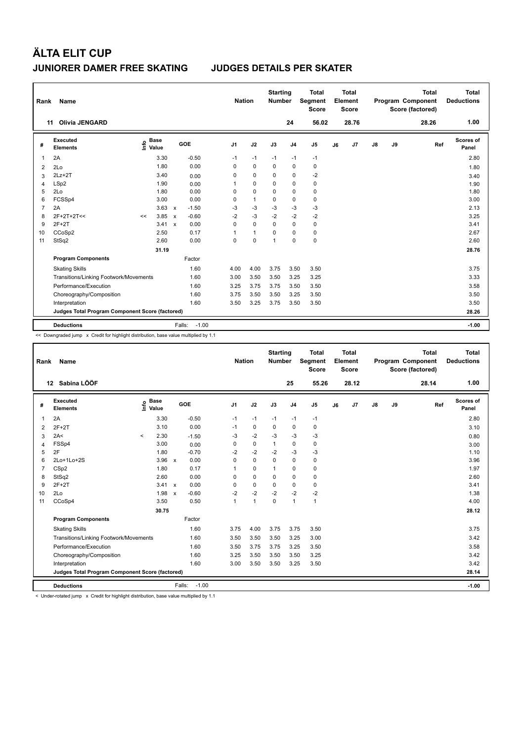# ÄLTA ELIT CUP

## JUNIORER DAMER FREE SKATING JUDGES DETAILS PER SKATER

| Rank | Name | Nation | Starting Number | Total Segment Score | Total Element Score | Total Program Component Score (factored) | Total Deductions |
|---|---|---|---|---|---|---|---|
| 11 | Olivia JENGARD | | 24 | 56.02 | 28.76 | 28.26 | 1.00 |

| # | Executed Elements | Info | Base Value | | GOE | J1 | J2 | J3 | J4 | J5 | J6 | J7 | J8 | J9 | Ref | Scores of Panel |
|---|---|---|---|---|---|---|---|---|---|---|---|---|---|---|---|---|
| 1 | 2A | | 3.30 | | -0.50 | -1 | -1 | -1 | -1 | -1 | | | | | | 2.80 |
| 2 | 2Lo | | 1.80 | | 0.00 | 0 | 0 | 0 | 0 | 0 | | | | | | 1.80 |
| 3 | 2Lz+2T | | 3.40 | | 0.00 | 0 | 0 | 0 | 0 | -2 | | | | | | 3.40 |
| 4 | LSp2 | | 1.90 | | 0.00 | 1 | 0 | 0 | 0 | 0 | | | | | | 1.90 |
| 5 | 2Lo | | 1.80 | | 0.00 | 0 | 0 | 0 | 0 | 0 | | | | | | 1.80 |
| 6 | FCSSp4 | | 3.00 | | 0.00 | 0 | 1 | 0 | 0 | 0 | | | | | | 3.00 |
| 7 | 2A | | 3.63 | x | -1.50 | -3 | -3 | -3 | -3 | -3 | | | | | | 2.13 |
| 8 | 2F+2T+2T<< | << | 3.85 | x | -0.60 | -2 | -3 | -2 | -2 | -2 | | | | | | 3.25 |
| 9 | 2F+2T | | 3.41 | x | 0.00 | 0 | 0 | 0 | 0 | 0 | | | | | | 3.41 |
| 10 | CCoSp2 | | 2.50 | | 0.17 | 1 | 1 | 0 | 0 | 0 | | | | | | 2.67 |
| 11 | StSq2 | | 2.60 | | 0.00 | 0 | 0 | 1 | 0 | 0 | | | | | | 2.60 |
| | | | 31.19 | | | | | | | | | | | | | 28.76 |
| | **Program Components** | | | | Factor | | | | | | | | | | | |
| | Skating Skills | | | | 1.60 | 4.00 | 4.00 | 3.75 | 3.50 | 3.50 | | | | | | 3.75 |
| | Transitions/Linking Footwork/Movements | | | | 1.60 | 3.00 | 3.50 | 3.50 | 3.25 | 3.25 | | | | | | 3.33 |
| | Performance/Execution | | | | 1.60 | 3.25 | 3.75 | 3.75 | 3.50 | 3.50 | | | | | | 3.58 |
| | Choreography/Composition | | | | 1.60 | 3.75 | 3.50 | 3.50 | 3.25 | 3.50 | | | | | | 3.50 |
| | Interpretation | | | | 1.60 | 3.50 | 3.25 | 3.75 | 3.50 | 3.50 | | | | | | 3.50 |
| | **Judges Total Program Component Score (factored)** | | | | | | | | | | | | | | | 28.26 |
| | **Deductions** | | | | Falls: -1.00 | | | | | | | | | | | -1.00 |

<< Downgraded jump x Credit for highlight distribution, base value multiplied by 1.1

| Rank | Name | Nation | Starting Number | Total Segment Score | Total Element Score | Total Program Component Score (factored) | Total Deductions |
|---|---|---|---|---|---|---|---|
| 12 | Sabina LÖÖF | | 25 | 55.26 | 28.12 | 28.14 | 1.00 |

| # | Executed Elements | Info | Base Value | | GOE | J1 | J2 | J3 | J4 | J5 | J6 | J7 | J8 | J9 | Ref | Scores of Panel |
|---|---|---|---|---|---|---|---|---|---|---|---|---|---|---|---|---|
| 1 | 2A | | 3.30 | | -0.50 | -1 | -1 | -1 | -1 | -1 | | | | | | 2.80 |
| 2 | 2F+2T | | 3.10 | | 0.00 | -1 | 0 | 0 | 0 | 0 | | | | | | 3.10 |
| 3 | 2A< | < | 2.30 | | -1.50 | -3 | -2 | -3 | -3 | -3 | | | | | | 0.80 |
| 4 | FSSp4 | | 3.00 | | 0.00 | 0 | 0 | 1 | 0 | 0 | | | | | | 3.00 |
| 5 | 2F | | 1.80 | | -0.70 | -2 | -2 | -2 | -3 | -3 | | | | | | 1.10 |
| 6 | 2Lo+1Lo+2S | | 3.96 | x | 0.00 | 0 | 0 | 0 | 0 | 0 | | | | | | 3.96 |
| 7 | CSp2 | | 1.80 | | 0.17 | 1 | 0 | 1 | 0 | 0 | | | | | | 1.97 |
| 8 | StSq2 | | 2.60 | | 0.00 | 0 | 0 | 0 | 0 | 0 | | | | | | 2.60 |
| 9 | 2F+2T | | 3.41 | x | 0.00 | 0 | 0 | 0 | 0 | 0 | | | | | | 3.41 |
| 10 | 2Lo | | 1.98 | x | -0.60 | -2 | -2 | -2 | -2 | -2 | | | | | | 1.38 |
| 11 | CCoSp4 | | 3.50 | | 0.50 | 1 | 1 | 0 | 1 | 1 | | | | | | 4.00 |
| | | | 30.75 | | | | | | | | | | | | | 28.12 |
| | **Program Components** | | | | Factor | | | | | | | | | | | |
| | Skating Skills | | | | 1.60 | 3.75 | 4.00 | 3.75 | 3.75 | 3.50 | | | | | | 3.75 |
| | Transitions/Linking Footwork/Movements | | | | 1.60 | 3.50 | 3.50 | 3.50 | 3.25 | 3.00 | | | | | | 3.42 |
| | Performance/Execution | | | | 1.60 | 3.50 | 3.75 | 3.75 | 3.25 | 3.50 | | | | | | 3.58 |
| | Choreography/Composition | | | | 1.60 | 3.25 | 3.50 | 3.50 | 3.50 | 3.25 | | | | | | 3.42 |
| | Interpretation | | | | 1.60 | 3.00 | 3.50 | 3.50 | 3.25 | 3.50 | | | | | | 3.42 |
| | **Judges Total Program Component Score (factored)** | | | | | | | | | | | | | | | 28.14 |
| | **Deductions** | | | | Falls: -1.00 | | | | | | | | | | | -1.00 |

< Under-rotated jump x Credit for highlight distribution, base value multiplied by 1.1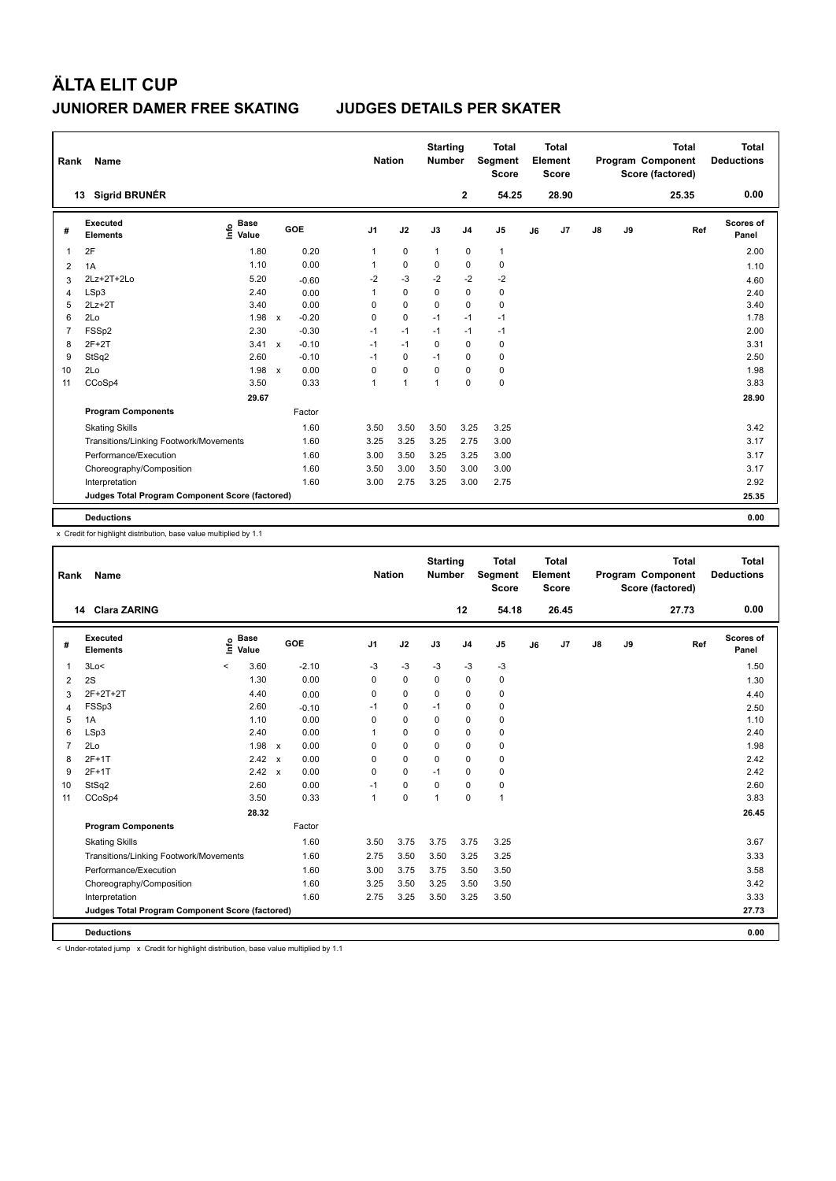# ÄLTA ELIT CUP

## JUNIORER DAMER FREE SKATING　　JUDGES DETAILS PER SKATER

| Rank | Name | Nation | Starting Number | Total Segment Score | Total Element Score | Total Program Component Score (factored) | Total Deductions |
|---|---|---|---|---|---|---|---|
| 13 | Sigrid BRUNÉR | | 2 | 54.25 | 28.90 | 25.35 | 0.00 |

| # | Executed Elements | Info | Base Value | | GOE | J1 | J2 | J3 | J4 | J5 | J6 | J7 | J8 | J9 | Ref | Scores of Panel |
|---|---|---|---|---|---|---|---|---|---|---|---|---|---|---|---|---|
| 1 | 2F | | 1.80 | | 0.20 | 1 | 0 | 1 | 0 | 1 | | | | | | 2.00 |
| 2 | 1A | | 1.10 | | 0.00 | 1 | 0 | 0 | 0 | 0 | | | | | | 1.10 |
| 3 | 2Lz+2T+2Lo | | 5.20 | | -0.60 | -2 | -3 | -2 | -2 | -2 | | | | | | 4.60 |
| 4 | LSp3 | | 2.40 | | 0.00 | 1 | 0 | 0 | 0 | 0 | | | | | | 2.40 |
| 5 | 2Lz+2T | | 3.40 | | 0.00 | 0 | 0 | 0 | 0 | 0 | | | | | | 3.40 |
| 6 | 2Lo | | 1.98 | x | -0.20 | 0 | 0 | -1 | -1 | -1 | | | | | | 1.78 |
| 7 | FSSp2 | | 2.30 | | -0.30 | -1 | -1 | -1 | -1 | -1 | | | | | | 2.00 |
| 8 | 2F+2T | | 3.41 | x | -0.10 | -1 | -1 | 0 | 0 | 0 | | | | | | 3.31 |
| 9 | StSq2 | | 2.60 | | -0.10 | -1 | 0 | -1 | 0 | 0 | | | | | | 2.50 |
| 10 | 2Lo | | 1.98 | x | 0.00 | 0 | 0 | 0 | 0 | 0 | | | | | | 1.98 |
| 11 | CCoSp4 | | 3.50 | | 0.33 | 1 | 1 | 1 | 0 | 0 | | | | | | 3.83 |
| | | | 29.67 | | | | | | | | | | | | | 28.90 |

| Program Components | Factor | J1 | J2 | J3 | J4 | J5 | J6 | J7 | J8 | J9 | Scores of Panel |
|---|---|---|---|---|---|---|---|---|---|---|---|
| Skating Skills | 1.60 | 3.50 | 3.50 | 3.50 | 3.25 | 3.25 | | | | | 3.42 |
| Transitions/Linking Footwork/Movements | 1.60 | 3.25 | 3.25 | 3.25 | 2.75 | 3.00 | | | | | 3.17 |
| Performance/Execution | 1.60 | 3.00 | 3.50 | 3.25 | 3.25 | 3.00 | | | | | 3.17 |
| Choreography/Composition | 1.60 | 3.50 | 3.00 | 3.50 | 3.00 | 3.00 | | | | | 3.17 |
| Interpretation | 1.60 | 3.00 | 2.75 | 3.25 | 3.00 | 2.75 | | | | | 2.92 |
| Judges Total Program Component Score (factored) | | | | | | | | | | | 25.35 |
| Deductions | | | | | | | | | | | 0.00 |

x Credit for highlight distribution, base value multiplied by 1.1

| Rank | Name | Nation | Starting Number | Total Segment Score | Total Element Score | Total Program Component Score (factored) | Total Deductions |
|---|---|---|---|---|---|---|---|
| 14 | Clara ZARING | | 12 | 54.18 | 26.45 | 27.73 | 0.00 |

| # | Executed Elements | Info | Base Value | | GOE | J1 | J2 | J3 | J4 | J5 | J6 | J7 | J8 | J9 | Ref | Scores of Panel |
|---|---|---|---|---|---|---|---|---|---|---|---|---|---|---|---|---|
| 1 | 3Lo< | < | 3.60 | | -2.10 | -3 | -3 | -3 | -3 | -3 | | | | | | 1.50 |
| 2 | 2S | | 1.30 | | 0.00 | 0 | 0 | 0 | 0 | 0 | | | | | | 1.30 |
| 3 | 2F+2T+2T | | 4.40 | | 0.00 | 0 | 0 | 0 | 0 | 0 | | | | | | 4.40 |
| 4 | FSSp3 | | 2.60 | | -0.10 | -1 | 0 | -1 | 0 | 0 | | | | | | 2.50 |
| 5 | 1A | | 1.10 | | 0.00 | 0 | 0 | 0 | 0 | 0 | | | | | | 1.10 |
| 6 | LSp3 | | 2.40 | | 0.00 | 1 | 0 | 0 | 0 | 0 | | | | | | 2.40 |
| 7 | 2Lo | | 1.98 | x | 0.00 | 0 | 0 | 0 | 0 | 0 | | | | | | 1.98 |
| 8 | 2F+1T | | 2.42 | x | 0.00 | 0 | 0 | 0 | 0 | 0 | | | | | | 2.42 |
| 9 | 2F+1T | | 2.42 | x | 0.00 | 0 | 0 | -1 | 0 | 0 | | | | | | 2.42 |
| 10 | StSq2 | | 2.60 | | 0.00 | -1 | 0 | 0 | 0 | 0 | | | | | | 2.60 |
| 11 | CCoSp4 | | 3.50 | | 0.33 | 1 | 0 | 1 | 0 | 1 | | | | | | 3.83 |
| | | | 28.32 | | | | | | | | | | | | | 26.45 |

| Program Components | Factor | J1 | J2 | J3 | J4 | J5 | J6 | J7 | J8 | J9 | Scores of Panel |
|---|---|---|---|---|---|---|---|---|---|---|---|
| Skating Skills | 1.60 | 3.50 | 3.75 | 3.75 | 3.75 | 3.25 | | | | | 3.67 |
| Transitions/Linking Footwork/Movements | 1.60 | 2.75 | 3.50 | 3.50 | 3.25 | 3.25 | | | | | 3.33 |
| Performance/Execution | 1.60 | 3.00 | 3.75 | 3.75 | 3.50 | 3.50 | | | | | 3.58 |
| Choreography/Composition | 1.60 | 3.25 | 3.50 | 3.25 | 3.50 | 3.50 | | | | | 3.42 |
| Interpretation | 1.60 | 2.75 | 3.25 | 3.50 | 3.25 | 3.50 | | | | | 3.33 |
| Judges Total Program Component Score (factored) | | | | | | | | | | | 27.73 |
| Deductions | | | | | | | | | | | 0.00 |

< Under-rotated jump　x Credit for highlight distribution, base value multiplied by 1.1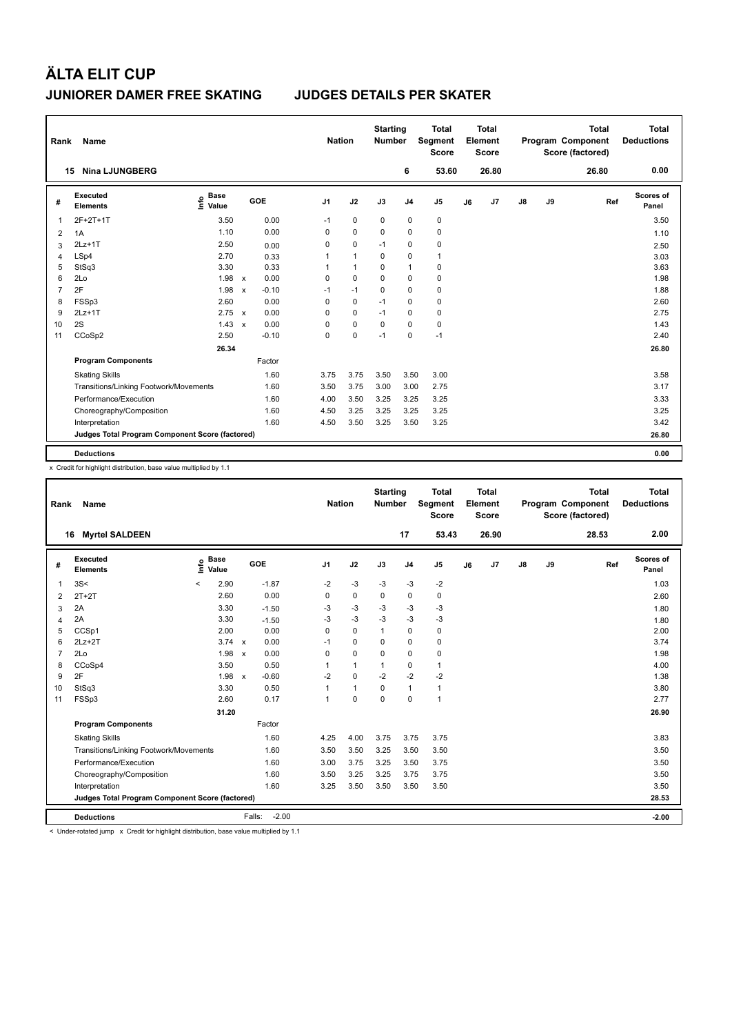# ÄLTA ELIT CUP

## JUNIORER DAMER FREE SKATING — JUDGES DETAILS PER SKATER

| Rank | Name | Nation | Starting Number | Total Segment Score | Total Element Score | Total Program Component Score (factored) | Total Deductions |
|---|---|---|---|---|---|---|---|
| 15 | Nina LJUNGBERG | | 6 | 53.60 | 26.80 | 26.80 | 0.00 |

| # | Executed Elements | Info | Base Value | | GOE | J1 | J2 | J3 | J4 | J5 | J6 | J7 | J8 | J9 | Ref | Scores of Panel |
|---|---|---|---|---|---|---|---|---|---|---|---|---|---|---|---|---|
| 1 | 2F+2T+1T | | 3.50 | | 0.00 | -1 | 0 | 0 | 0 | 0 | | | | | | 3.50 |
| 2 | 1A | | 1.10 | | 0.00 | 0 | 0 | 0 | 0 | 0 | | | | | | 1.10 |
| 3 | 2Lz+1T | | 2.50 | | 0.00 | 0 | 0 | -1 | 0 | 0 | | | | | | 2.50 |
| 4 | LSp4 | | 2.70 | | 0.33 | 1 | 1 | 0 | 0 | 1 | | | | | | 3.03 |
| 5 | StSq3 | | 3.30 | | 0.33 | 1 | 1 | 0 | 1 | 0 | | | | | | 3.63 |
| 6 | 2Lo | | 1.98 | x | 0.00 | 0 | 0 | 0 | 0 | 0 | | | | | | 1.98 |
| 7 | 2F | | 1.98 | x | -0.10 | -1 | -1 | 0 | 0 | 0 | | | | | | 1.88 |
| 8 | FSSp3 | | 2.60 | | 0.00 | 0 | 0 | -1 | 0 | 0 | | | | | | 2.60 |
| 9 | 2Lz+1T | | 2.75 | x | 0.00 | 0 | 0 | -1 | 0 | 0 | | | | | | 2.75 |
| 10 | 2S | | 1.43 | x | 0.00 | 0 | 0 | 0 | 0 | 0 | | | | | | 1.43 |
| 11 | CCoSp2 | | 2.50 | | -0.10 | 0 | 0 | -1 | 0 | -1 | | | | | | 2.40 |
| | | | 26.34 | | | | | | | | | | | | | 26.80 |
| | **Program Components** | | | | Factor | | | | | | | | | | | |
| | Skating Skills | | | | 1.60 | 3.75 | 3.75 | 3.50 | 3.50 | 3.00 | | | | | | 3.58 |
| | Transitions/Linking Footwork/Movements | | | | 1.60 | 3.50 | 3.75 | 3.00 | 3.00 | 2.75 | | | | | | 3.17 |
| | Performance/Execution | | | | 1.60 | 4.00 | 3.50 | 3.25 | 3.25 | 3.25 | | | | | | 3.33 |
| | Choreography/Composition | | | | 1.60 | 4.50 | 3.25 | 3.25 | 3.25 | 3.25 | | | | | | 3.25 |
| | Interpretation | | | | 1.60 | 4.50 | 3.50 | 3.25 | 3.50 | 3.25 | | | | | | 3.42 |
| | **Judges Total Program Component Score (factored)** | | | | | | | | | | | | | | | 26.80 |
| | **Deductions** | | | | | | | | | | | | | | | 0.00 |

x Credit for highlight distribution, base value multiplied by 1.1

| Rank | Name | Nation | Starting Number | Total Segment Score | Total Element Score | Total Program Component Score (factored) | Total Deductions |
|---|---|---|---|---|---|---|---|
| 16 | Myrtel SALDEEN | | 17 | 53.43 | 26.90 | 28.53 | 2.00 |

| # | Executed Elements | Info | Base Value | | GOE | J1 | J2 | J3 | J4 | J5 | J6 | J7 | J8 | J9 | Ref | Scores of Panel |
|---|---|---|---|---|---|---|---|---|---|---|---|---|---|---|---|---|
| 1 | 3S< | < | 2.90 | | -1.87 | -2 | -3 | -3 | -3 | -2 | | | | | | 1.03 |
| 2 | 2T+2T | | 2.60 | | 0.00 | 0 | 0 | 0 | 0 | 0 | | | | | | 2.60 |
| 3 | 2A | | 3.30 | | -1.50 | -3 | -3 | -3 | -3 | -3 | | | | | | 1.80 |
| 4 | 2A | | 3.30 | | -1.50 | -3 | -3 | -3 | -3 | -3 | | | | | | 1.80 |
| 5 | CCSp1 | | 2.00 | | 0.00 | 0 | 0 | 1 | 0 | 0 | | | | | | 2.00 |
| 6 | 2Lz+2T | | 3.74 | x | 0.00 | -1 | 0 | 0 | 0 | 0 | | | | | | 3.74 |
| 7 | 2Lo | | 1.98 | x | 0.00 | 0 | 0 | 0 | 0 | 0 | | | | | | 1.98 |
| 8 | CCoSp4 | | 3.50 | | 0.50 | 1 | 1 | 1 | 0 | 1 | | | | | | 4.00 |
| 9 | 2F | | 1.98 | x | -0.60 | -2 | 0 | -2 | -2 | -2 | | | | | | 1.38 |
| 10 | StSq3 | | 3.30 | | 0.50 | 1 | 1 | 0 | 1 | 1 | | | | | | 3.80 |
| 11 | FSSp3 | | 2.60 | | 0.17 | 1 | 0 | 0 | 0 | 1 | | | | | | 2.77 |
| | | | 31.20 | | | | | | | | | | | | | 26.90 |
| | **Program Components** | | | | Factor | | | | | | | | | | | |
| | Skating Skills | | | | 1.60 | 4.25 | 4.00 | 3.75 | 3.75 | 3.75 | | | | | | 3.83 |
| | Transitions/Linking Footwork/Movements | | | | 1.60 | 3.50 | 3.50 | 3.25 | 3.50 | 3.50 | | | | | | 3.50 |
| | Performance/Execution | | | | 1.60 | 3.00 | 3.75 | 3.25 | 3.50 | 3.75 | | | | | | 3.50 |
| | Choreography/Composition | | | | 1.60 | 3.50 | 3.25 | 3.25 | 3.75 | 3.75 | | | | | | 3.50 |
| | Interpretation | | | | 1.60 | 3.25 | 3.50 | 3.50 | 3.50 | 3.50 | | | | | | 3.50 |
| | **Judges Total Program Component Score (factored)** | | | | | | | | | | | | | | | 28.53 |
| | **Deductions** | | | | Falls: -2.00 | | | | | | | | | | | -2.00 |

< Under-rotated jump x Credit for highlight distribution, base value multiplied by 1.1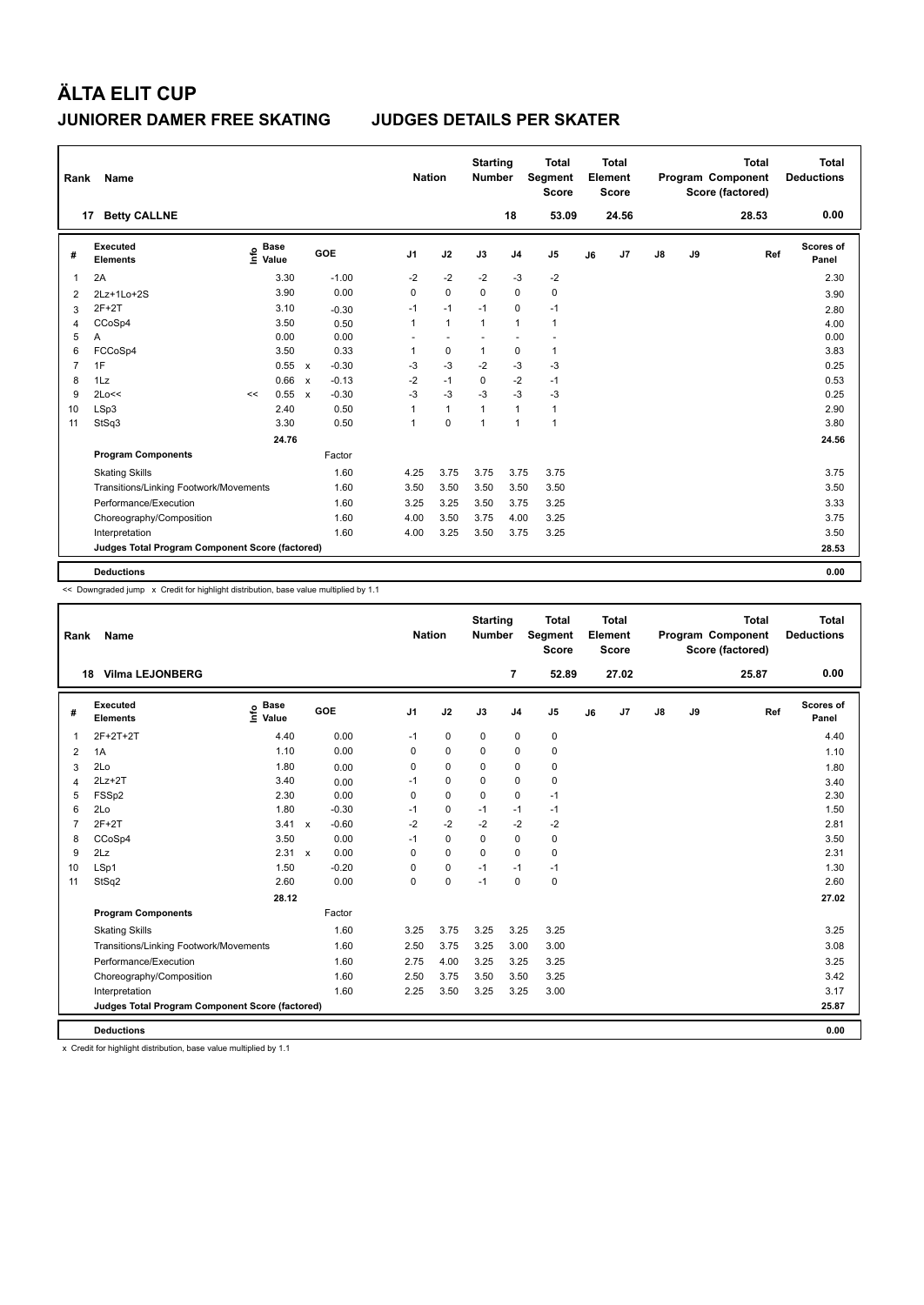# ÄLTA ELIT CUP

## JUNIORER DAMER FREE SKATING JUDGES DETAILS PER SKATER

| Rank | Name | Nation | Starting Number | Total Segment Score | Total Element Score | Total Program Component Score (factored) | Total Deductions |
|---|---|---|---|---|---|---|---|
| 17 | Betty CALLNE | | 18 | 53.09 | 24.56 | 28.53 | 0.00 |

| # | Executed Elements | Info | Base Value | | GOE | J1 | J2 | J3 | J4 | J5 | J6 | J7 | J8 | J9 | Ref | Scores of Panel |
|---|---|---|---|---|---|---|---|---|---|---|---|---|---|---|---|---|
| 1 | 2A | | 3.30 | | -1.00 | -2 | -2 | -2 | -3 | -2 | | | | | | 2.30 |
| 2 | 2Lz+1Lo+2S | | 3.90 | | 0.00 | 0 | 0 | 0 | 0 | 0 | | | | | | 3.90 |
| 3 | 2F+2T | | 3.10 | | -0.30 | -1 | -1 | -1 | 0 | -1 | | | | | | 2.80 |
| 4 | CCoSp4 | | 3.50 | | 0.50 | 1 | 1 | 1 | 1 | 1 | | | | | | 4.00 |
| 5 | A | | 0.00 | | 0.00 | - | - | - | - | - | | | | | | 0.00 |
| 6 | FCCoSp4 | | 3.50 | | 0.33 | 1 | 0 | 1 | 0 | 1 | | | | | | 3.83 |
| 7 | 1F | | 0.55 | x | -0.30 | -3 | -3 | -2 | -3 | -3 | | | | | | 0.25 |
| 8 | 1Lz | | 0.66 | x | -0.13 | -2 | -1 | 0 | -2 | -1 | | | | | | 0.53 |
| 9 | 2Lo<< | << | 0.55 | x | -0.30 | -3 | -3 | -3 | -3 | -3 | | | | | | 0.25 |
| 10 | LSp3 | | 2.40 | | 0.50 | 1 | 1 | 1 | 1 | 1 | | | | | | 2.90 |
| 11 | StSq3 | | 3.30 | | 0.50 | 1 | 0 | 1 | 1 | 1 | | | | | | 3.80 |
| | | | 24.76 | | | | | | | | | | | | | 24.56 |
| | **Program Components** | | | | Factor | | | | | | | | | | | |
| | Skating Skills | | | | 1.60 | 4.25 | 3.75 | 3.75 | 3.75 | 3.75 | | | | | | 3.75 |
| | Transitions/Linking Footwork/Movements | | | | 1.60 | 3.50 | 3.50 | 3.50 | 3.50 | 3.50 | | | | | | 3.50 |
| | Performance/Execution | | | | 1.60 | 3.25 | 3.25 | 3.50 | 3.75 | 3.25 | | | | | | 3.33 |
| | Choreography/Composition | | | | 1.60 | 4.00 | 3.50 | 3.75 | 4.00 | 3.25 | | | | | | 3.75 |
| | Interpretation | | | | 1.60 | 4.00 | 3.25 | 3.50 | 3.75 | 3.25 | | | | | | 3.50 |
| | **Judges Total Program Component Score (factored)** | | | | | | | | | | | | | | | 28.53 |
| | **Deductions** | | | | | | | | | | | | | | | 0.00 |

<< Downgraded jump x Credit for highlight distribution, base value multiplied by 1.1

| Rank | Name | Nation | Starting Number | Total Segment Score | Total Element Score | Total Program Component Score (factored) | Total Deductions |
|---|---|---|---|---|---|---|---|
| 18 | Vilma LEJONBERG | | 7 | 52.89 | 27.02 | 25.87 | 0.00 |

| # | Executed Elements | Info | Base Value | | GOE | J1 | J2 | J3 | J4 | J5 | J6 | J7 | J8 | J9 | Ref | Scores of Panel |
|---|---|---|---|---|---|---|---|---|---|---|---|---|---|---|---|---|
| 1 | 2F+2T+2T | | 4.40 | | 0.00 | -1 | 0 | 0 | 0 | 0 | | | | | | 4.40 |
| 2 | 1A | | 1.10 | | 0.00 | 0 | 0 | 0 | 0 | 0 | | | | | | 1.10 |
| 3 | 2Lo | | 1.80 | | 0.00 | 0 | 0 | 0 | 0 | 0 | | | | | | 1.80 |
| 4 | 2Lz+2T | | 3.40 | | 0.00 | -1 | 0 | 0 | 0 | 0 | | | | | | 3.40 |
| 5 | FSSp2 | | 2.30 | | 0.00 | 0 | 0 | 0 | 0 | -1 | | | | | | 2.30 |
| 6 | 2Lo | | 1.80 | | -0.30 | -1 | 0 | -1 | -1 | -1 | | | | | | 1.50 |
| 7 | 2F+2T | | 3.41 | x | -0.60 | -2 | -2 | -2 | -2 | -2 | | | | | | 2.81 |
| 8 | CCoSp4 | | 3.50 | | 0.00 | -1 | 0 | 0 | 0 | 0 | | | | | | 3.50 |
| 9 | 2Lz | | 2.31 | x | 0.00 | 0 | 0 | 0 | 0 | 0 | | | | | | 2.31 |
| 10 | LSp1 | | 1.50 | | -0.20 | 0 | 0 | -1 | -1 | -1 | | | | | | 1.30 |
| 11 | StSq2 | | 2.60 | | 0.00 | 0 | 0 | -1 | 0 | 0 | | | | | | 2.60 |
| | | | 28.12 | | | | | | | | | | | | | 27.02 |
| | **Program Components** | | | | Factor | | | | | | | | | | | |
| | Skating Skills | | | | 1.60 | 3.25 | 3.75 | 3.25 | 3.25 | 3.25 | | | | | | 3.25 |
| | Transitions/Linking Footwork/Movements | | | | 1.60 | 2.50 | 3.75 | 3.25 | 3.00 | 3.00 | | | | | | 3.08 |
| | Performance/Execution | | | | 1.60 | 2.75 | 4.00 | 3.25 | 3.25 | 3.25 | | | | | | 3.25 |
| | Choreography/Composition | | | | 1.60 | 2.50 | 3.75 | 3.50 | 3.50 | 3.25 | | | | | | 3.42 |
| | Interpretation | | | | 1.60 | 2.25 | 3.50 | 3.25 | 3.25 | 3.00 | | | | | | 3.17 |
| | **Judges Total Program Component Score (factored)** | | | | | | | | | | | | | | | 25.87 |
| | **Deductions** | | | | | | | | | | | | | | | 0.00 |

x Credit for highlight distribution, base value multiplied by 1.1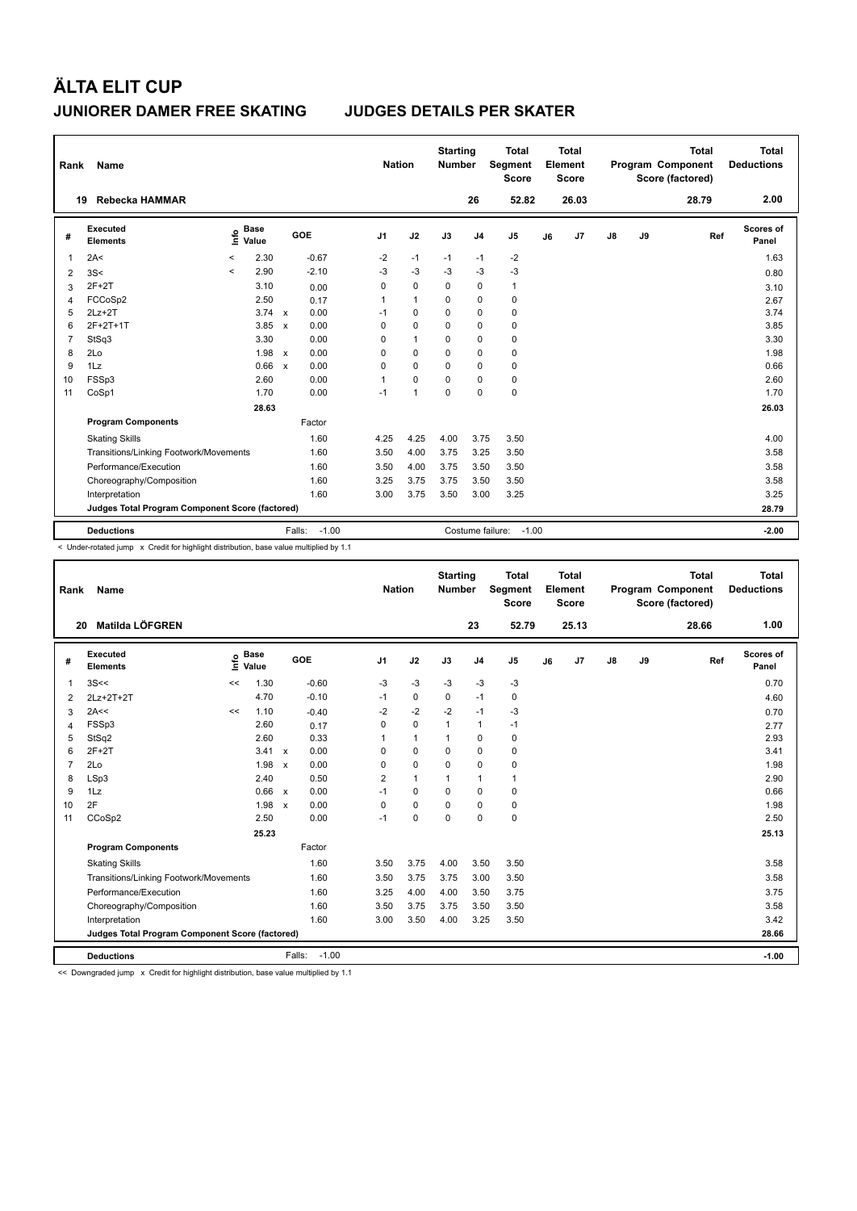# ÄLTA ELIT CUP

## JUNIORER DAMER FREE SKATING JUDGES DETAILS PER SKATER

| Rank | Name | Nation | Starting Number | Total Segment Score | Total Element Score | Total Program Component Score (factored) | Total Deductions |
|---|---|---|---|---|---|---|---|
| 19 | Rebecka HAMMAR | | 26 | 52.82 | 26.03 | 28.79 | 2.00 |

| # | Executed Elements | Info | Base Value | | GOE | J1 | J2 | J3 | J4 | J5 | J6 | J7 | J8 | J9 | Ref | Scores of Panel |
|---|---|---|---|---|---|---|---|---|---|---|---|---|---|---|---|---|
| 1 | 2A< | < | 2.30 | | -0.67 | -2 | -1 | -1 | -1 | -2 | | | | | | 1.63 |
| 2 | 3S< | < | 2.90 | | -2.10 | -3 | -3 | -3 | -3 | -3 | | | | | | 0.80 |
| 3 | 2F+2T | | 3.10 | | 0.00 | 0 | 0 | 0 | 0 | 1 | | | | | | 3.10 |
| 4 | FCCoSp2 | | 2.50 | | 0.17 | 1 | 1 | 0 | 0 | 0 | | | | | | 2.67 |
| 5 | 2Lz+2T | | 3.74 | x | 0.00 | -1 | 0 | 0 | 0 | 0 | | | | | | 3.74 |
| 6 | 2F+2T+1T | | 3.85 | x | 0.00 | 0 | 0 | 0 | 0 | 0 | | | | | | 3.85 |
| 7 | StSq3 | | 3.30 | | 0.00 | 0 | 1 | 0 | 0 | 0 | | | | | | 3.30 |
| 8 | 2Lo | | 1.98 | x | 0.00 | 0 | 0 | 0 | 0 | 0 | | | | | | 1.98 |
| 9 | 1Lz | | 0.66 | x | 0.00 | 0 | 0 | 0 | 0 | 0 | | | | | | 0.66 |
| 10 | FSSp3 | | 2.60 | | 0.00 | 1 | 0 | 0 | 0 | 0 | | | | | | 2.60 |
| 11 | CoSp1 | | 1.70 | | 0.00 | -1 | 1 | 0 | 0 | 0 | | | | | | 1.70 |
| | | | 28.63 | | | | | | | | | | | | | 26.03 |
| | **Program Components** | | | | Factor | | | | | | | | | | | |
| | Skating Skills | | | | 1.60 | 4.25 | 4.25 | 4.00 | 3.75 | 3.50 | | | | | | 4.00 |
| | Transitions/Linking Footwork/Movements | | | | 1.60 | 3.50 | 4.00 | 3.75 | 3.25 | 3.50 | | | | | | 3.58 |
| | Performance/Execution | | | | 1.60 | 3.50 | 4.00 | 3.75 | 3.50 | 3.50 | | | | | | 3.58 |
| | Choreography/Composition | | | | 1.60 | 3.25 | 3.75 | 3.75 | 3.50 | 3.50 | | | | | | 3.58 |
| | Interpretation | | | | 1.60 | 3.00 | 3.75 | 3.50 | 3.00 | 3.25 | | | | | | 3.25 |
| | **Judges Total Program Component Score (factored)** | | | | | | | | | | | | | | | 28.79 |
| | **Deductions** | | | | Falls: -1.00 | | | Costume failure: -1.00 | | | | | | | | -2.00 |

< Under-rotated jump x Credit for highlight distribution, base value multiplied by 1.1

| Rank | Name | Nation | Starting Number | Total Segment Score | Total Element Score | Total Program Component Score (factored) | Total Deductions |
|---|---|---|---|---|---|---|---|
| 20 | Matilda LÖFGREN | | 23 | 52.79 | 25.13 | 28.66 | 1.00 |

| # | Executed Elements | Info | Base Value | | GOE | J1 | J2 | J3 | J4 | J5 | J6 | J7 | J8 | J9 | Ref | Scores of Panel |
|---|---|---|---|---|---|---|---|---|---|---|---|---|---|---|---|---|
| 1 | 3S<< | << | 1.30 | | -0.60 | -3 | -3 | -3 | -3 | -3 | | | | | | 0.70 |
| 2 | 2Lz+2T+2T | | 4.70 | | -0.10 | -1 | 0 | 0 | -1 | 0 | | | | | | 4.60 |
| 3 | 2A<< | << | 1.10 | | -0.40 | -2 | -2 | -2 | -1 | -3 | | | | | | 0.70 |
| 4 | FSSp3 | | 2.60 | | 0.17 | 0 | 0 | 1 | 1 | -1 | | | | | | 2.77 |
| 5 | StSq2 | | 2.60 | | 0.33 | 1 | 1 | 1 | 0 | 0 | | | | | | 2.93 |
| 6 | 2F+2T | | 3.41 | x | 0.00 | 0 | 0 | 0 | 0 | 0 | | | | | | 3.41 |
| 7 | 2Lo | | 1.98 | x | 0.00 | 0 | 0 | 0 | 0 | 0 | | | | | | 1.98 |
| 8 | LSp3 | | 2.40 | | 0.50 | 2 | 1 | 1 | 1 | 1 | | | | | | 2.90 |
| 9 | 1Lz | | 0.66 | x | 0.00 | -1 | 0 | 0 | 0 | 0 | | | | | | 0.66 |
| 10 | 2F | | 1.98 | x | 0.00 | 0 | 0 | 0 | 0 | 0 | | | | | | 1.98 |
| 11 | CCoSp2 | | 2.50 | | 0.00 | -1 | 0 | 0 | 0 | 0 | | | | | | 2.50 |
| | | | 25.23 | | | | | | | | | | | | | 25.13 |
| | **Program Components** | | | | Factor | | | | | | | | | | | |
| | Skating Skills | | | | 1.60 | 3.50 | 3.75 | 4.00 | 3.50 | 3.50 | | | | | | 3.58 |
| | Transitions/Linking Footwork/Movements | | | | 1.60 | 3.50 | 3.75 | 3.75 | 3.00 | 3.50 | | | | | | 3.58 |
| | Performance/Execution | | | | 1.60 | 3.25 | 4.00 | 4.00 | 3.50 | 3.75 | | | | | | 3.75 |
| | Choreography/Composition | | | | 1.60 | 3.50 | 3.75 | 3.75 | 3.50 | 3.50 | | | | | | 3.58 |
| | Interpretation | | | | 1.60 | 3.00 | 3.50 | 4.00 | 3.25 | 3.50 | | | | | | 3.42 |
| | **Judges Total Program Component Score (factored)** | | | | | | | | | | | | | | | 28.66 |
| | **Deductions** | | | | Falls: -1.00 | | | | | | | | | | | -1.00 |

<< Downgraded jump x Credit for highlight distribution, base value multiplied by 1.1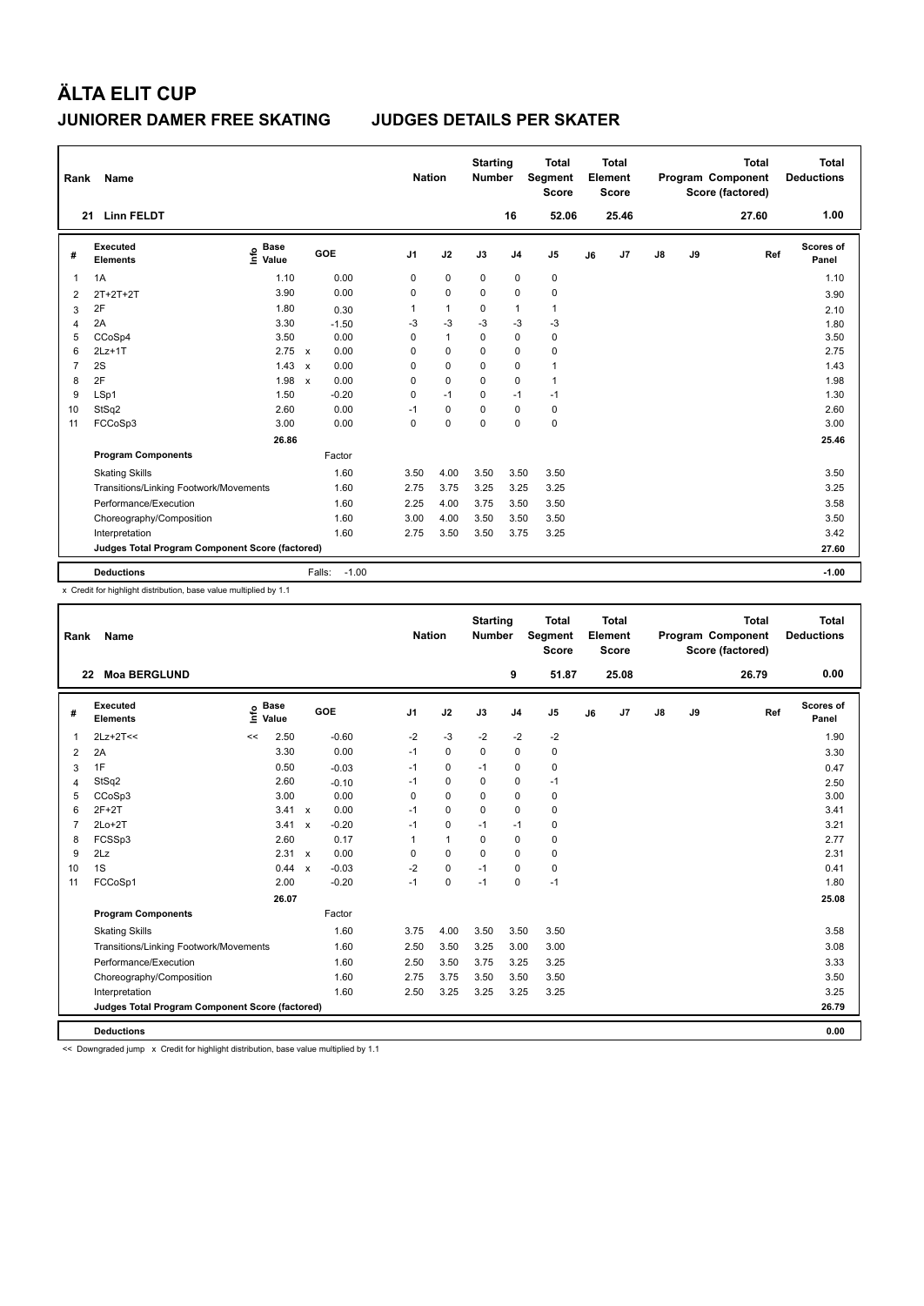# ÄLTA ELIT CUP

## JUNIORER DAMER FREE SKATING JUDGES DETAILS PER SKATER

| Rank | Name | Nation | Starting Number | Total Segment Score | Total Element Score | Total Program Component Score (factored) | Total Deductions |
|---|---|---|---|---|---|---|---|
| 21 | Linn FELDT | | 16 | 52.06 | 25.46 | 27.60 | 1.00 |

| # | Executed Elements | Info | Base Value | | GOE | J1 | J2 | J3 | J4 | J5 | J6 | J7 | J8 | J9 | Ref | Scores of Panel |
|---|---|---|---|---|---|---|---|---|---|---|---|---|---|---|---|---|
| 1 | 1A | | 1.10 | | 0.00 | 0 | 0 | 0 | 0 | 0 | | | | | | 1.10 |
| 2 | 2T+2T+2T | | 3.90 | | 0.00 | 0 | 0 | 0 | 0 | 0 | | | | | | 3.90 |
| 3 | 2F | | 1.80 | | 0.30 | 1 | 1 | 0 | 1 | 1 | | | | | | 2.10 |
| 4 | 2A | | 3.30 | | -1.50 | -3 | -3 | -3 | -3 | -3 | | | | | | 1.80 |
| 5 | CCoSp4 | | 3.50 | | 0.00 | 0 | 1 | 0 | 0 | 0 | | | | | | 3.50 |
| 6 | 2Lz+1T | | 2.75 | x | 0.00 | 0 | 0 | 0 | 0 | 0 | | | | | | 2.75 |
| 7 | 2S | | 1.43 | x | 0.00 | 0 | 0 | 0 | 0 | 1 | | | | | | 1.43 |
| 8 | 2F | | 1.98 | x | 0.00 | 0 | 0 | 0 | 0 | 1 | | | | | | 1.98 |
| 9 | LSp1 | | 1.50 | | -0.20 | 0 | -1 | 0 | -1 | -1 | | | | | | 1.30 |
| 10 | StSq2 | | 2.60 | | 0.00 | -1 | 0 | 0 | 0 | 0 | | | | | | 2.60 |
| 11 | FCCoSp3 | | 3.00 | | 0.00 | 0 | 0 | 0 | 0 | 0 | | | | | | 3.00 |
| | | | 26.86 | | | | | | | | | | | | | 25.46 |
| | **Program Components** | | | | Factor | | | | | | | | | | | |
| | Skating Skills | | | | 1.60 | 3.50 | 4.00 | 3.50 | 3.50 | 3.50 | | | | | | 3.50 |
| | Transitions/Linking Footwork/Movements | | | | 1.60 | 2.75 | 3.75 | 3.25 | 3.25 | 3.25 | | | | | | 3.25 |
| | Performance/Execution | | | | 1.60 | 2.25 | 4.00 | 3.75 | 3.50 | 3.50 | | | | | | 3.58 |
| | Choreography/Composition | | | | 1.60 | 3.00 | 4.00 | 3.50 | 3.50 | 3.50 | | | | | | 3.50 |
| | Interpretation | | | | 1.60 | 2.75 | 3.50 | 3.50 | 3.75 | 3.25 | | | | | | 3.42 |
| | **Judges Total Program Component Score (factored)** | | | | | | | | | | | | | | | 27.60 |
| | **Deductions** | | | | Falls: -1.00 | | | | | | | | | | | -1.00 |

x Credit for highlight distribution, base value multiplied by 1.1

| Rank | Name | Nation | Starting Number | Total Segment Score | Total Element Score | Total Program Component Score (factored) | Total Deductions |
|---|---|---|---|---|---|---|---|
| 22 | Moa BERGLUND | | 9 | 51.87 | 25.08 | 26.79 | 0.00 |

| # | Executed Elements | Info | Base Value | | GOE | J1 | J2 | J3 | J4 | J5 | J6 | J7 | J8 | J9 | Ref | Scores of Panel |
|---|---|---|---|---|---|---|---|---|---|---|---|---|---|---|---|---|
| 1 | 2Lz+2T<< | << | 2.50 | | -0.60 | -2 | -3 | -2 | -2 | -2 | | | | | | 1.90 |
| 2 | 2A | | 3.30 | | 0.00 | -1 | 0 | 0 | 0 | 0 | | | | | | 3.30 |
| 3 | 1F | | 0.50 | | -0.03 | -1 | 0 | -1 | 0 | 0 | | | | | | 0.47 |
| 4 | StSq2 | | 2.60 | | -0.10 | -1 | 0 | 0 | 0 | -1 | | | | | | 2.50 |
| 5 | CCoSp3 | | 3.00 | | 0.00 | 0 | 0 | 0 | 0 | 0 | | | | | | 3.00 |
| 6 | 2F+2T | | 3.41 | x | 0.00 | -1 | 0 | 0 | 0 | 0 | | | | | | 3.41 |
| 7 | 2Lo+2T | | 3.41 | x | -0.20 | -1 | 0 | -1 | -1 | 0 | | | | | | 3.21 |
| 8 | FCSSp3 | | 2.60 | | 0.17 | 1 | 1 | 0 | 0 | 0 | | | | | | 2.77 |
| 9 | 2Lz | | 2.31 | x | 0.00 | 0 | 0 | 0 | 0 | 0 | | | | | | 2.31 |
| 10 | 1S | | 0.44 | x | -0.03 | -2 | 0 | -1 | 0 | 0 | | | | | | 0.41 |
| 11 | FCCoSp1 | | 2.00 | | -0.20 | -1 | 0 | -1 | 0 | -1 | | | | | | 1.80 |
| | | | 26.07 | | | | | | | | | | | | | 25.08 |
| | **Program Components** | | | | Factor | | | | | | | | | | | |
| | Skating Skills | | | | 1.60 | 3.75 | 4.00 | 3.50 | 3.50 | 3.50 | | | | | | 3.58 |
| | Transitions/Linking Footwork/Movements | | | | 1.60 | 2.50 | 3.50 | 3.25 | 3.00 | 3.00 | | | | | | 3.08 |
| | Performance/Execution | | | | 1.60 | 2.50 | 3.50 | 3.75 | 3.25 | 3.25 | | | | | | 3.33 |
| | Choreography/Composition | | | | 1.60 | 2.75 | 3.75 | 3.50 | 3.50 | 3.50 | | | | | | 3.50 |
| | Interpretation | | | | 1.60 | 2.50 | 3.25 | 3.25 | 3.25 | 3.25 | | | | | | 3.25 |
| | **Judges Total Program Component Score (factored)** | | | | | | | | | | | | | | | 26.79 |
| | **Deductions** | | | | | | | | | | | | | | | 0.00 |

<< Downgraded jump x Credit for highlight distribution, base value multiplied by 1.1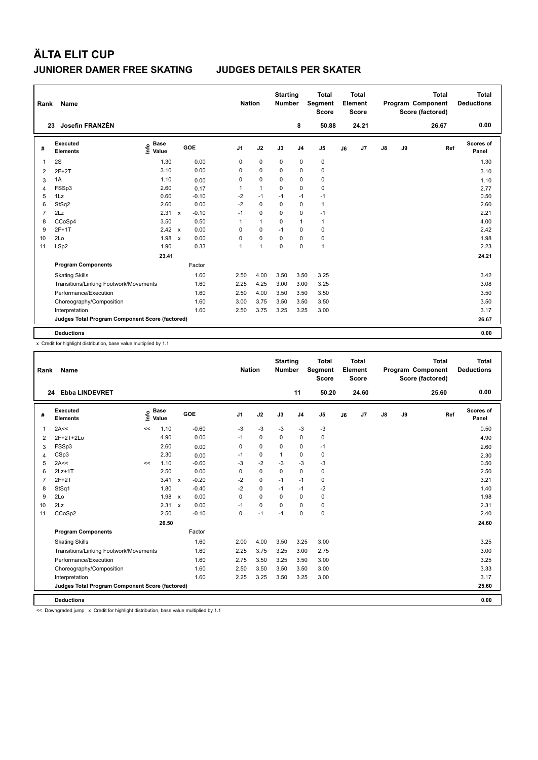# ÄLTA ELIT CUP

## JUNIORER DAMER FREE SKATING JUDGES DETAILS PER SKATER

| Rank | Name | Nation | Starting Number | Total Segment Score | Total Element Score | Total Program Component Score (factored) | Total Deductions |
|---|---|---|---|---|---|---|---|
| 23 | Josefin FRANZÉN | | 8 | 50.88 | 24.21 | 26.67 | 0.00 |

| # | Executed Elements | Info | Base Value | | GOE | J1 | J2 | J3 | J4 | J5 | J6 | J7 | J8 | J9 | Ref | Scores of Panel |
|---|---|---|---|---|---|---|---|---|---|---|---|---|---|---|---|---|
| 1 | 2S | | 1.30 | | 0.00 | 0 | 0 | 0 | 0 | 0 | | | | | | 1.30 |
| 2 | 2F+2T | | 3.10 | | 0.00 | 0 | 0 | 0 | 0 | 0 | | | | | | 3.10 |
| 3 | 1A | | 1.10 | | 0.00 | 0 | 0 | 0 | 0 | 0 | | | | | | 1.10 |
| 4 | FSSp3 | | 2.60 | | 0.17 | 1 | 1 | 0 | 0 | 0 | | | | | | 2.77 |
| 5 | 1Lz | | 0.60 | | -0.10 | -2 | -1 | -1 | -1 | -1 | | | | | | 0.50 |
| 6 | StSq2 | | 2.60 | | 0.00 | -2 | 0 | 0 | 0 | 1 | | | | | | 2.60 |
| 7 | 2Lz | | 2.31 | x | -0.10 | -1 | 0 | 0 | 0 | -1 | | | | | | 2.21 |
| 8 | CCoSp4 | | 3.50 | | 0.50 | 1 | 1 | 0 | 1 | 1 | | | | | | 4.00 |
| 9 | 2F+1T | | 2.42 | x | 0.00 | 0 | 0 | -1 | 0 | 0 | | | | | | 2.42 |
| 10 | 2Lo | | 1.98 | x | 0.00 | 0 | 0 | 0 | 0 | 0 | | | | | | 1.98 |
| 11 | LSp2 | | 1.90 | | 0.33 | 1 | 1 | 0 | 0 | 1 | | | | | | 2.23 |
| | | | 23.41 | | | | | | | | | | | | | 24.21 |
| | **Program Components** | | | | Factor | | | | | | | | | | | |
| | Skating Skills | | | | 1.60 | 2.50 | 4.00 | 3.50 | 3.50 | 3.25 | | | | | | 3.42 |
| | Transitions/Linking Footwork/Movements | | | | 1.60 | 2.25 | 4.25 | 3.00 | 3.00 | 3.25 | | | | | | 3.08 |
| | Performance/Execution | | | | 1.60 | 2.50 | 4.00 | 3.50 | 3.50 | 3.50 | | | | | | 3.50 |
| | Choreography/Composition | | | | 1.60 | 3.00 | 3.75 | 3.50 | 3.50 | 3.50 | | | | | | 3.50 |
| | Interpretation | | | | 1.60 | 2.50 | 3.75 | 3.25 | 3.25 | 3.00 | | | | | | 3.17 |
| | **Judges Total Program Component Score (factored)** | | | | | | | | | | | | | | | 26.67 |
| | **Deductions** | | | | | | | | | | | | | | | 0.00 |

x Credit for highlight distribution, base value multiplied by 1.1

| Rank | Name | Nation | Starting Number | Total Segment Score | Total Element Score | Total Program Component Score (factored) | Total Deductions |
|---|---|---|---|---|---|---|---|
| 24 | Ebba LINDEVRET | | 11 | 50.20 | 24.60 | 25.60 | 0.00 |

| # | Executed Elements | Info | Base Value | | GOE | J1 | J2 | J3 | J4 | J5 | J6 | J7 | J8 | J9 | Ref | Scores of Panel |
|---|---|---|---|---|---|---|---|---|---|---|---|---|---|---|---|---|
| 1 | 2A<< | << | 1.10 | | -0.60 | -3 | -3 | -3 | -3 | -3 | | | | | | 0.50 |
| 2 | 2F+2T+2Lo | | 4.90 | | 0.00 | -1 | 0 | 0 | 0 | 0 | | | | | | 4.90 |
| 3 | FSSp3 | | 2.60 | | 0.00 | 0 | 0 | 0 | 0 | -1 | | | | | | 2.60 |
| 4 | CSp3 | | 2.30 | | 0.00 | -1 | 0 | 1 | 0 | 0 | | | | | | 2.30 |
| 5 | 2A<< | << | 1.10 | | -0.60 | -3 | -2 | -3 | -3 | -3 | | | | | | 0.50 |
| 6 | 2Lz+1T | | 2.50 | | 0.00 | 0 | 0 | 0 | 0 | 0 | | | | | | 2.50 |
| 7 | 2F+2T | | 3.41 | x | -0.20 | -2 | 0 | -1 | -1 | 0 | | | | | | 3.21 |
| 8 | StSq1 | | 1.80 | | -0.40 | -2 | 0 | -1 | -1 | -2 | | | | | | 1.40 |
| 9 | 2Lo | | 1.98 | x | 0.00 | 0 | 0 | 0 | 0 | 0 | | | | | | 1.98 |
| 10 | 2Lz | | 2.31 | x | 0.00 | -1 | 0 | 0 | 0 | 0 | | | | | | 2.31 |
| 11 | CCoSp2 | | 2.50 | | -0.10 | 0 | -1 | -1 | 0 | 0 | | | | | | 2.40 |
| | | | 26.50 | | | | | | | | | | | | | 24.60 |
| | **Program Components** | | | | Factor | | | | | | | | | | | |
| | Skating Skills | | | | 1.60 | 2.00 | 4.00 | 3.50 | 3.25 | 3.00 | | | | | | 3.25 |
| | Transitions/Linking Footwork/Movements | | | | 1.60 | 2.25 | 3.75 | 3.25 | 3.00 | 2.75 | | | | | | 3.00 |
| | Performance/Execution | | | | 1.60 | 2.75 | 3.50 | 3.25 | 3.50 | 3.00 | | | | | | 3.25 |
| | Choreography/Composition | | | | 1.60 | 2.50 | 3.50 | 3.50 | 3.50 | 3.00 | | | | | | 3.33 |
| | Interpretation | | | | 1.60 | 2.25 | 3.25 | 3.50 | 3.25 | 3.00 | | | | | | 3.17 |
| | **Judges Total Program Component Score (factored)** | | | | | | | | | | | | | | | 25.60 |
| | **Deductions** | | | | | | | | | | | | | | | 0.00 |

<< Downgraded jump x Credit for highlight distribution, base value multiplied by 1.1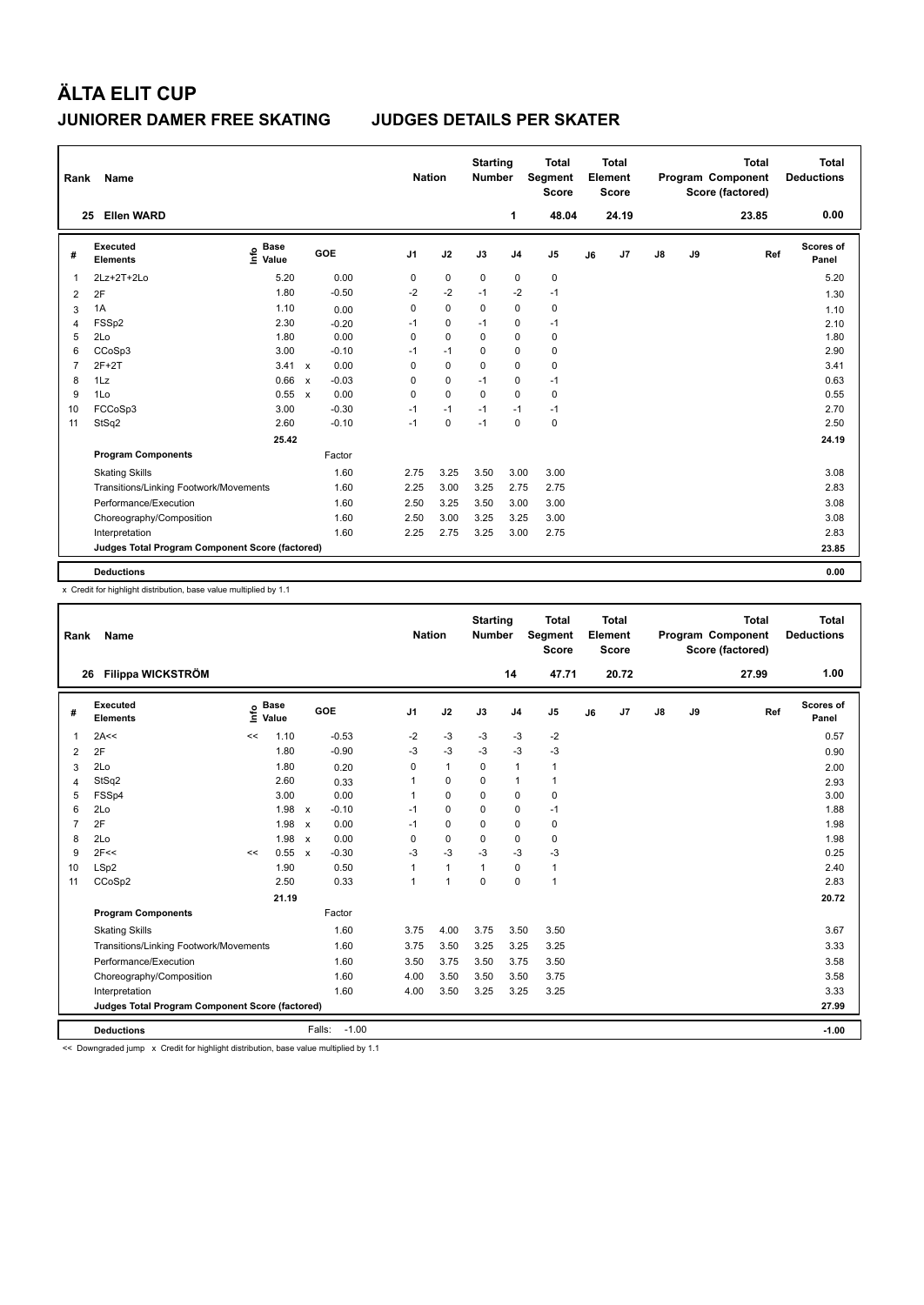# ÄLTA ELIT CUP

## JUNIORER DAMER FREE SKATING JUDGES DETAILS PER SKATER

| Rank | Name | Nation | Starting Number | Total Segment Score | Total Element Score | Total Program Component Score (factored) | Total Deductions |
|---|---|---|---|---|---|---|---|
| 25 | Ellen WARD | | 1 | 48.04 | 24.19 | 23.85 | 0.00 |

| # | Executed Elements | Info | Base Value | | GOE | J1 | J2 | J3 | J4 | J5 | J6 | J7 | J8 | J9 | Ref | Scores of Panel |
|---|---|---|---|---|---|---|---|---|---|---|---|---|---|---|---|---|
| 1 | 2Lz+2T+2Lo | | 5.20 | | 0.00 | 0 | 0 | 0 | 0 | 0 | | | | | | 5.20 |
| 2 | 2F | | 1.80 | | -0.50 | -2 | -2 | -1 | -2 | -1 | | | | | | 1.30 |
| 3 | 1A | | 1.10 | | 0.00 | 0 | 0 | 0 | 0 | 0 | | | | | | 1.10 |
| 4 | FSSp2 | | 2.30 | | -0.20 | -1 | 0 | -1 | 0 | -1 | | | | | | 2.10 |
| 5 | 2Lo | | 1.80 | | 0.00 | 0 | 0 | 0 | 0 | 0 | | | | | | 1.80 |
| 6 | CCoSp3 | | 3.00 | | -0.10 | -1 | -1 | 0 | 0 | 0 | | | | | | 2.90 |
| 7 | 2F+2T | | 3.41 | x | 0.00 | 0 | 0 | 0 | 0 | 0 | | | | | | 3.41 |
| 8 | 1Lz | | 0.66 | x | -0.03 | 0 | 0 | -1 | 0 | -1 | | | | | | 0.63 |
| 9 | 1Lo | | 0.55 | x | 0.00 | 0 | 0 | 0 | 0 | 0 | | | | | | 0.55 |
| 10 | FCCoSp3 | | 3.00 | | -0.30 | -1 | -1 | -1 | -1 | -1 | | | | | | 2.70 |
| 11 | StSq2 | | 2.60 | | -0.10 | -1 | 0 | -1 | 0 | 0 | | | | | | 2.50 |
| | | | 25.42 | | | | | | | | | | | | | 24.19 |
| | **Program Components** | | | | Factor | | | | | | | | | | | |
| | Skating Skills | | | | 1.60 | 2.75 | 3.25 | 3.50 | 3.00 | 3.00 | | | | | | 3.08 |
| | Transitions/Linking Footwork/Movements | | | | 1.60 | 2.25 | 3.00 | 3.25 | 2.75 | 2.75 | | | | | | 2.83 |
| | Performance/Execution | | | | 1.60 | 2.50 | 3.25 | 3.50 | 3.00 | 3.00 | | | | | | 3.08 |
| | Choreography/Composition | | | | 1.60 | 2.50 | 3.00 | 3.25 | 3.25 | 3.00 | | | | | | 3.08 |
| | Interpretation | | | | 1.60 | 2.25 | 2.75 | 3.25 | 3.00 | 2.75 | | | | | | 2.83 |
| | **Judges Total Program Component Score (factored)** | | | | | | | | | | | | | | | 23.85 |
| | **Deductions** | | | | | | | | | | | | | | | 0.00 |

x Credit for highlight distribution, base value multiplied by 1.1

| Rank | Name | Nation | Starting Number | Total Segment Score | Total Element Score | Total Program Component Score (factored) | Total Deductions |
|---|---|---|---|---|---|---|---|
| 26 | Filippa WICKSTRÖM | | 14 | 47.71 | 20.72 | 27.99 | 1.00 |

| # | Executed Elements | Info | Base Value | | GOE | J1 | J2 | J3 | J4 | J5 | J6 | J7 | J8 | J9 | Ref | Scores of Panel |
|---|---|---|---|---|---|---|---|---|---|---|---|---|---|---|---|---|
| 1 | 2A<< | << | 1.10 | | -0.53 | -2 | -3 | -3 | -3 | -2 | | | | | | 0.57 |
| 2 | 2F | | 1.80 | | -0.90 | -3 | -3 | -3 | -3 | -3 | | | | | | 0.90 |
| 3 | 2Lo | | 1.80 | | 0.20 | 0 | 1 | 0 | 1 | 1 | | | | | | 2.00 |
| 4 | StSq2 | | 2.60 | | 0.33 | 1 | 0 | 0 | 1 | 1 | | | | | | 2.93 |
| 5 | FSSp4 | | 3.00 | | 0.00 | 1 | 0 | 0 | 0 | 0 | | | | | | 3.00 |
| 6 | 2Lo | | 1.98 | x | -0.10 | -1 | 0 | 0 | 0 | -1 | | | | | | 1.88 |
| 7 | 2F | | 1.98 | x | 0.00 | -1 | 0 | 0 | 0 | 0 | | | | | | 1.98 |
| 8 | 2Lo | | 1.98 | x | 0.00 | 0 | 0 | 0 | 0 | 0 | | | | | | 1.98 |
| 9 | 2F<< | << | 0.55 | x | -0.30 | -3 | -3 | -3 | -3 | -3 | | | | | | 0.25 |
| 10 | LSp2 | | 1.90 | | 0.50 | 1 | 1 | 1 | 0 | 1 | | | | | | 2.40 |
| 11 | CCoSp2 | | 2.50 | | 0.33 | 1 | 1 | 0 | 0 | 1 | | | | | | 2.83 |
| | | | 21.19 | | | | | | | | | | | | | 20.72 |
| | **Program Components** | | | | Factor | | | | | | | | | | | |
| | Skating Skills | | | | 1.60 | 3.75 | 4.00 | 3.75 | 3.50 | 3.50 | | | | | | 3.67 |
| | Transitions/Linking Footwork/Movements | | | | 1.60 | 3.75 | 3.50 | 3.25 | 3.25 | 3.25 | | | | | | 3.33 |
| | Performance/Execution | | | | 1.60 | 3.50 | 3.75 | 3.50 | 3.75 | 3.50 | | | | | | 3.58 |
| | Choreography/Composition | | | | 1.60 | 4.00 | 3.50 | 3.50 | 3.50 | 3.75 | | | | | | 3.58 |
| | Interpretation | | | | 1.60 | 4.00 | 3.50 | 3.25 | 3.25 | 3.25 | | | | | | 3.33 |
| | **Judges Total Program Component Score (factored)** | | | | | | | | | | | | | | | 27.99 |
| | **Deductions** | | | Falls: | -1.00 | | | | | | | | | | | -1.00 |

<< Downgraded jump x Credit for highlight distribution, base value multiplied by 1.1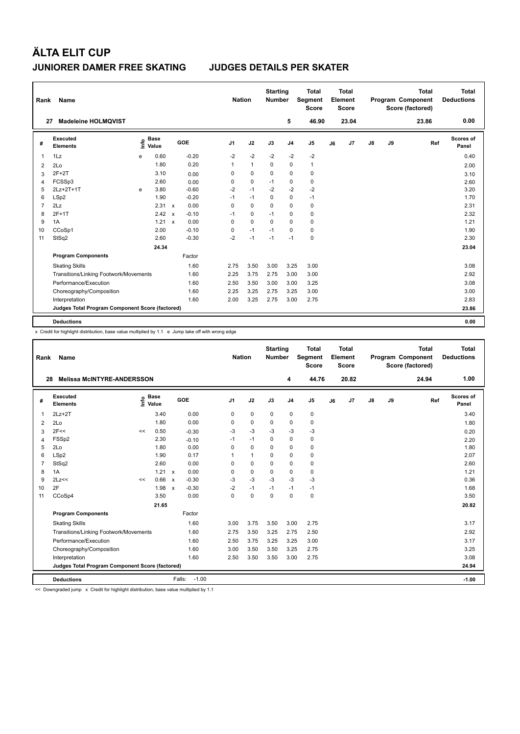# ÄLTA ELIT CUP

## JUNIORER DAMER FREE SKATING JUDGES DETAILS PER SKATER

| Rank | Name | Nation | Starting Number | Total Segment Score | Total Element Score | Total Program Component Score (factored) | Total Deductions |
|---|---|---|---|---|---|---|---|
| 27 | Madeleine HOLMQVIST | | 5 | 46.90 | 23.04 | 23.86 | 0.00 |

| # | Executed Elements | Info | Base Value | | GOE | J1 | J2 | J3 | J4 | J5 | J6 | J7 | J8 | J9 | Ref | Scores of Panel |
|---|---|---|---|---|---|---|---|---|---|---|---|---|---|---|---|---|
| 1 | 1Lz | e | 0.60 | | -0.20 | -2 | -2 | -2 | -2 | -2 | | | | | | 0.40 |
| 2 | 2Lo | | 1.80 | | 0.20 | 1 | 1 | 0 | 0 | 1 | | | | | | 2.00 |
| 3 | 2F+2T | | 3.10 | | 0.00 | 0 | 0 | 0 | 0 | 0 | | | | | | 3.10 |
| 4 | FCSSp3 | | 2.60 | | 0.00 | 0 | 0 | -1 | 0 | 0 | | | | | | 2.60 |
| 5 | 2Lz+2T+1T | e | 3.80 | | -0.60 | -2 | -1 | -2 | -2 | -2 | | | | | | 3.20 |
| 6 | LSp2 | | 1.90 | | -0.20 | -1 | -1 | 0 | 0 | -1 | | | | | | 1.70 |
| 7 | 2Lz | | 2.31 | x | 0.00 | 0 | 0 | 0 | 0 | 0 | | | | | | 2.31 |
| 8 | 2F+1T | | 2.42 | x | -0.10 | -1 | 0 | -1 | 0 | 0 | | | | | | 2.32 |
| 9 | 1A | | 1.21 | x | 0.00 | 0 | 0 | 0 | 0 | 0 | | | | | | 1.21 |
| 10 | CCoSp1 | | 2.00 | | -0.10 | 0 | -1 | -1 | 0 | 0 | | | | | | 1.90 |
| 11 | StSq2 | | 2.60 | | -0.30 | -2 | -1 | -1 | -1 | 0 | | | | | | 2.30 |
| | | | 24.34 | | | | | | | | | | | | | 23.04 |
| | **Program Components** | | | | Factor | | | | | | | | | | | |
| | Skating Skills | | | | 1.60 | 2.75 | 3.50 | 3.00 | 3.25 | 3.00 | | | | | | 3.08 |
| | Transitions/Linking Footwork/Movements | | | | 1.60 | 2.25 | 3.75 | 2.75 | 3.00 | 3.00 | | | | | | 2.92 |
| | Performance/Execution | | | | 1.60 | 2.50 | 3.50 | 3.00 | 3.00 | 3.25 | | | | | | 3.08 |
| | Choreography/Composition | | | | 1.60 | 2.25 | 3.25 | 2.75 | 3.25 | 3.00 | | | | | | 3.00 |
| | Interpretation | | | | 1.60 | 2.00 | 3.25 | 2.75 | 3.00 | 2.75 | | | | | | 2.83 |
| | **Judges Total Program Component Score (factored)** | | | | | | | | | | | | | | | 23.86 |
| | **Deductions** | | | | | | | | | | | | | | | 0.00 |

x Credit for highlight distribution, base value multiplied by 1.1 e Jump take off with wrong edge

| Rank | Name | Nation | Starting Number | Total Segment Score | Total Element Score | Total Program Component Score (factored) | Total Deductions |
|---|---|---|---|---|---|---|---|
| 28 | Melissa McINTYRE-ANDERSSON | | 4 | 44.76 | 20.82 | 24.94 | 1.00 |

| # | Executed Elements | Info | Base Value | | GOE | J1 | J2 | J3 | J4 | J5 | J6 | J7 | J8 | J9 | Ref | Scores of Panel |
|---|---|---|---|---|---|---|---|---|---|---|---|---|---|---|---|---|
| 1 | 2Lz+2T | | 3.40 | | 0.00 | 0 | 0 | 0 | 0 | 0 | | | | | | 3.40 |
| 2 | 2Lo | | 1.80 | | 0.00 | 0 | 0 | 0 | 0 | 0 | | | | | | 1.80 |
| 3 | 2F<< | << | 0.50 | | -0.30 | -3 | -3 | -3 | -3 | -3 | | | | | | 0.20 |
| 4 | FSSp2 | | 2.30 | | -0.10 | -1 | -1 | 0 | 0 | 0 | | | | | | 2.20 |
| 5 | 2Lo | | 1.80 | | 0.00 | 0 | 0 | 0 | 0 | 0 | | | | | | 1.80 |
| 6 | LSp2 | | 1.90 | | 0.17 | 1 | 1 | 0 | 0 | 0 | | | | | | 2.07 |
| 7 | StSq2 | | 2.60 | | 0.00 | 0 | 0 | 0 | 0 | 0 | | | | | | 2.60 |
| 8 | 1A | | 1.21 | x | 0.00 | 0 | 0 | 0 | 0 | 0 | | | | | | 1.21 |
| 9 | 2Lz<< | << | 0.66 | x | -0.30 | -3 | -3 | -3 | -3 | -3 | | | | | | 0.36 |
| 10 | 2F | | 1.98 | x | -0.30 | -2 | -1 | -1 | -1 | -1 | | | | | | 1.68 |
| 11 | CCoSp4 | | 3.50 | | 0.00 | 0 | 0 | 0 | 0 | 0 | | | | | | 3.50 |
| | | | 21.65 | | | | | | | | | | | | | 20.82 |
| | **Program Components** | | | | Factor | | | | | | | | | | | |
| | Skating Skills | | | | 1.60 | 3.00 | 3.75 | 3.50 | 3.00 | 2.75 | | | | | | 3.17 |
| | Transitions/Linking Footwork/Movements | | | | 1.60 | 2.75 | 3.50 | 3.25 | 2.75 | 2.50 | | | | | | 2.92 |
| | Performance/Execution | | | | 1.60 | 2.50 | 3.75 | 3.25 | 3.25 | 3.00 | | | | | | 3.17 |
| | Choreography/Composition | | | | 1.60 | 3.00 | 3.50 | 3.50 | 3.25 | 2.75 | | | | | | 3.25 |
| | Interpretation | | | | 1.60 | 2.50 | 3.50 | 3.50 | 3.00 | 2.75 | | | | | | 3.08 |
| | **Judges Total Program Component Score (factored)** | | | | | | | | | | | | | | | 24.94 |
| | **Deductions** | | | | Falls: -1.00 | | | | | | | | | | | -1.00 |

<< Downgraded jump x Credit for highlight distribution, base value multiplied by 1.1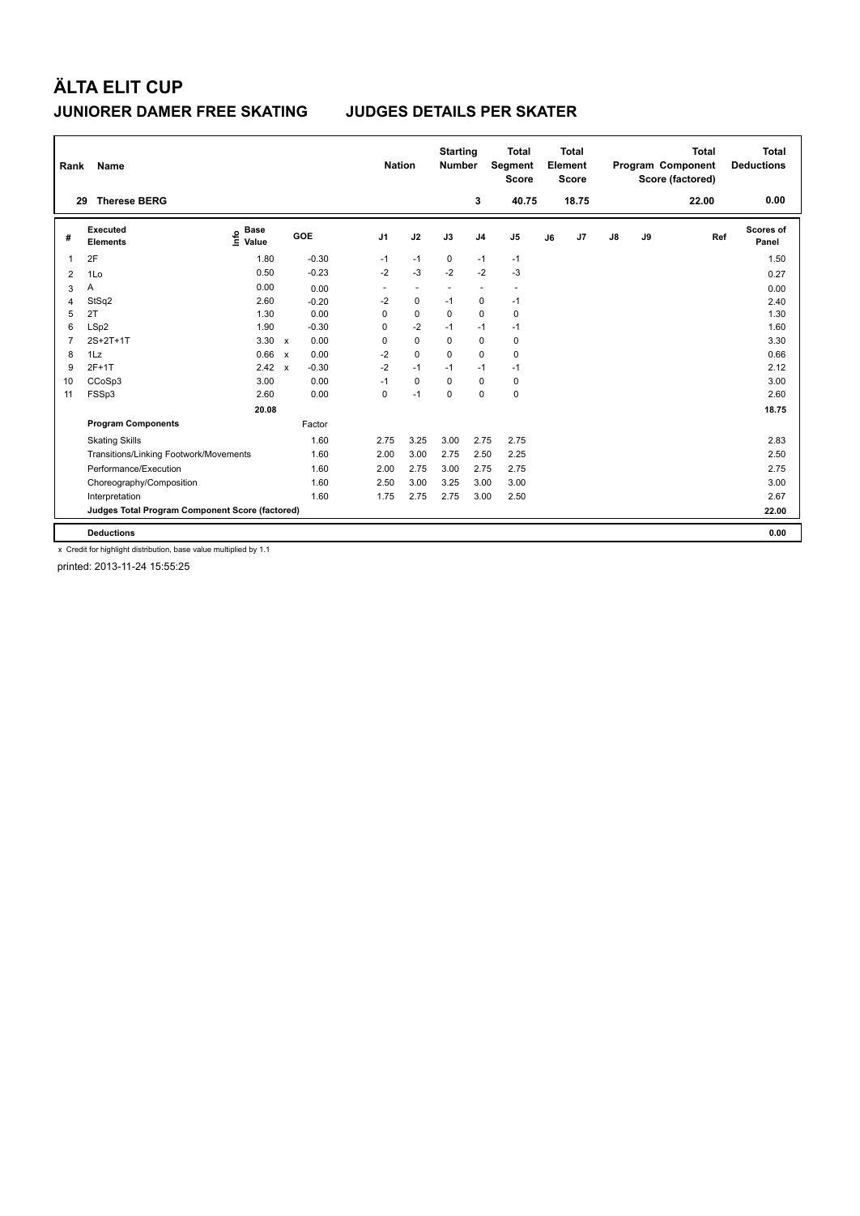# ÄLTA ELIT CUP

## JUNIORER DAMER FREE SKATING    JUDGES DETAILS PER SKATER

| Rank | Name | Nation | Starting Number | Total Segment Score | Total Element Score | Total Program Component Score (factored) | Total Deductions |
|---|---|---|---|---|---|---|---|
| 29 | Therese BERG | | 3 | 40.75 | 18.75 | 22.00 | 0.00 |

| # | Executed Elements | Info | Base Value | | GOE | J1 | J2 | J3 | J4 | J5 | J6 | J7 | J8 | J9 | Ref | Scores of Panel |
|---|---|---|---|---|---|---|---|---|---|---|---|---|---|---|---|---|
| 1 | 2F | | 1.80 | | -0.30 | -1 | -1 | 0 | -1 | -1 | | | | | | 1.50 |
| 2 | 1Lo | | 0.50 | | -0.23 | -2 | -3 | -2 | -2 | -3 | | | | | | 0.27 |
| 3 | A | | 0.00 | | 0.00 | - | - | - | - | - | | | | | | 0.00 |
| 4 | StSq2 | | 2.60 | | -0.20 | -2 | 0 | -1 | 0 | -1 | | | | | | 2.40 |
| 5 | 2T | | 1.30 | | 0.00 | 0 | 0 | 0 | 0 | 0 | | | | | | 1.30 |
| 6 | LSp2 | | 1.90 | | -0.30 | 0 | -2 | -1 | -1 | -1 | | | | | | 1.60 |
| 7 | 2S+2T+1T | | 3.30 | x | 0.00 | 0 | 0 | 0 | 0 | 0 | | | | | | 3.30 |
| 8 | 1Lz | | 0.66 | x | 0.00 | -2 | 0 | 0 | 0 | 0 | | | | | | 0.66 |
| 9 | 2F+1T | | 2.42 | x | -0.30 | -2 | -1 | -1 | -1 | -1 | | | | | | 2.12 |
| 10 | CCoSp3 | | 3.00 | | 0.00 | -1 | 0 | 0 | 0 | 0 | | | | | | 3.00 |
| 11 | FSSp3 | | 2.60 | | 0.00 | 0 | -1 | 0 | 0 | 0 | | | | | | 2.60 |
| | | | 20.08 | | | | | | | | | | | | | 18.75 |
| | **Program Components** | | | | Factor | | | | | | | | | | | |
| | Skating Skills | | | | 1.60 | 2.75 | 3.25 | 3.00 | 2.75 | 2.75 | | | | | | 2.83 |
| | Transitions/Linking Footwork/Movements | | | | 1.60 | 2.00 | 3.00 | 2.75 | 2.50 | 2.25 | | | | | | 2.50 |
| | Performance/Execution | | | | 1.60 | 2.00 | 2.75 | 3.00 | 2.75 | 2.75 | | | | | | 2.75 |
| | Choreography/Composition | | | | 1.60 | 2.50 | 3.00 | 3.25 | 3.00 | 3.00 | | | | | | 3.00 |
| | Interpretation | | | | 1.60 | 1.75 | 2.75 | 2.75 | 3.00 | 2.50 | | | | | | 2.67 |
| | **Judges Total Program Component Score (factored)** | | | | | | | | | | | | | | | 22.00 |
| | **Deductions** | | | | | | | | | | | | | | | 0.00 |

x Credit for highlight distribution, base value multiplied by 1.1

printed: 2013-11-24 15:55:25